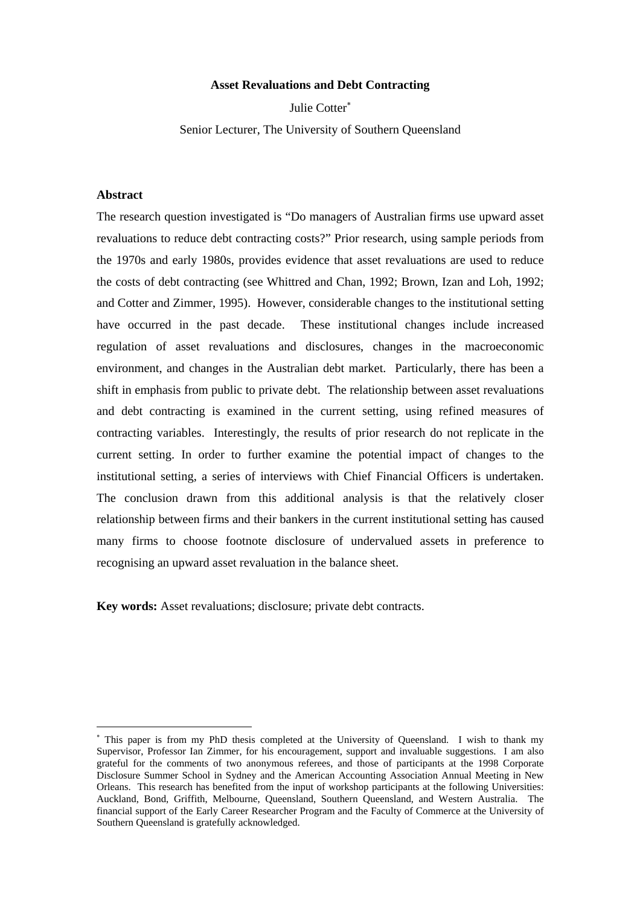# Asset Revaluations and Debt Contracting

Julie Cotter[*]

Senior Lecturer, The University of Southern Queensland

## Abstract

The research question investigated is "Do managers of Australian firms use upward asset revaluations to reduce debt contracting costs?" Prior research, using sample periods from the 1970s and early 1980s, provides evidence that asset revaluations are used to reduce the costs of debt contracting (see Whittred and Chan, 1992; Brown, Izan and Loh, 1992; and Cotter and Zimmer, 1995). However, considerable changes to the institutional setting have occurred in the past decade. These institutional changes include increased regulation of asset revaluations and disclosures, changes in the macroeconomic environment, and changes in the Australian debt market. Particularly, there has been a shift in emphasis from public to private debt. The relationship between asset revaluations and debt contracting is examined in the current setting, using refined measures of contracting variables. Interestingly, the results of prior research do not replicate in the current setting. In order to further examine the potential impact of changes to the institutional setting, a series of interviews with Chief Financial Officers is undertaken. The conclusion drawn from this additional analysis is that the relatively closer relationship between firms and their bankers in the current institutional setting has caused many firms to choose footnote disclosure of undervalued assets in preference to recognising an upward asset revaluation in the balance sheet.

**Key words:** Asset revaluations; disclosure; private debt contracts.

---

[*] This paper is from my PhD thesis completed at the University of Queensland. I wish to thank my Supervisor, Professor Ian Zimmer, for his encouragement, support and invaluable suggestions. I am also grateful for the comments of two anonymous referees, and those of participants at the 1998 Corporate Disclosure Summer School in Sydney and the American Accounting Association Annual Meeting in New Orleans. This research has benefited from the input of workshop participants at the following Universities: Auckland, Bond, Griffith, Melbourne, Queensland, Southern Queensland, and Western Australia. The financial support of the Early Career Researcher Program and the Faculty of Commerce at the University of Southern Queensland is gratefully acknowledged.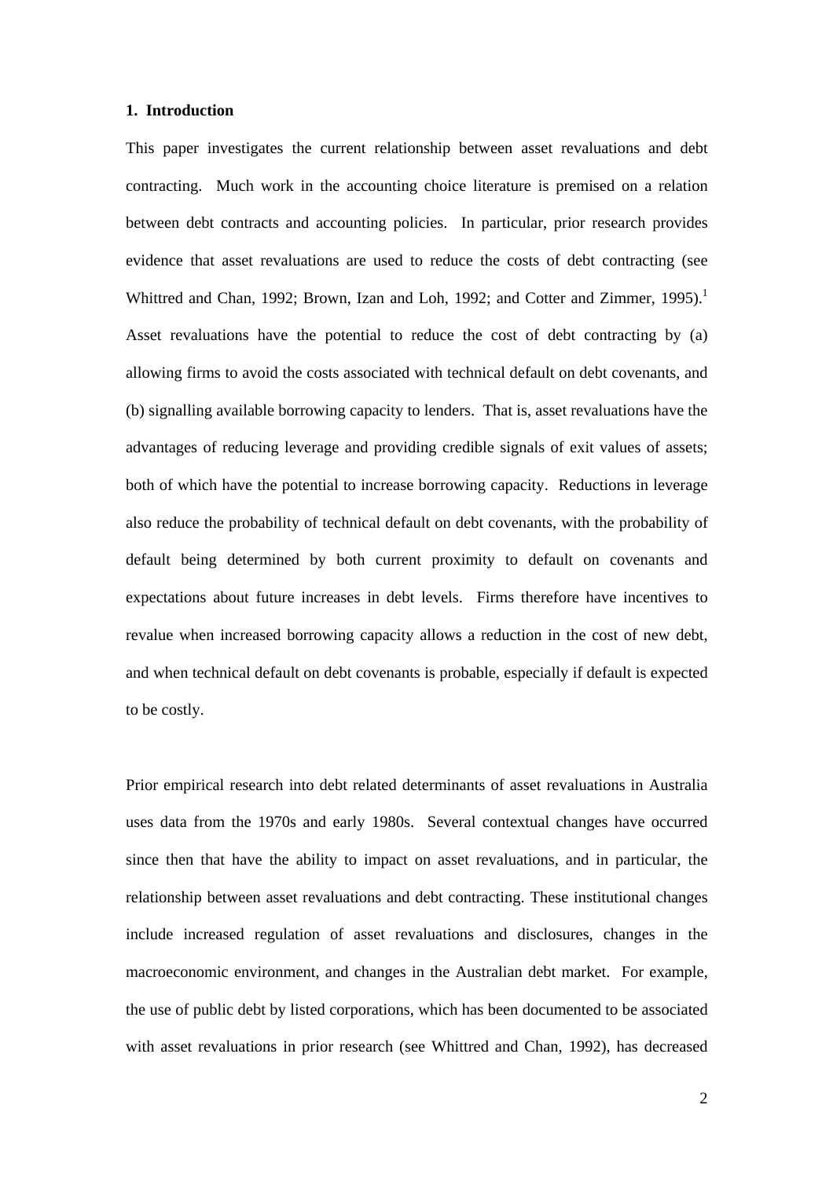## 1. Introduction

This paper investigates the current relationship between asset revaluations and debt contracting. Much work in the accounting choice literature is premised on a relation between debt contracts and accounting policies. In particular, prior research provides evidence that asset revaluations are used to reduce the costs of debt contracting (see Whittred and Chan, 1992; Brown, Izan and Loh, 1992; and Cotter and Zimmer, 1995).[1] Asset revaluations have the potential to reduce the cost of debt contracting by (a) allowing firms to avoid the costs associated with technical default on debt covenants, and (b) signalling available borrowing capacity to lenders. That is, asset revaluations have the advantages of reducing leverage and providing credible signals of exit values of assets; both of which have the potential to increase borrowing capacity. Reductions in leverage also reduce the probability of technical default on debt covenants, with the probability of default being determined by both current proximity to default on covenants and expectations about future increases in debt levels. Firms therefore have incentives to revalue when increased borrowing capacity allows a reduction in the cost of new debt, and when technical default on debt covenants is probable, especially if default is expected to be costly.

Prior empirical research into debt related determinants of asset revaluations in Australia uses data from the 1970s and early 1980s. Several contextual changes have occurred since then that have the ability to impact on asset revaluations, and in particular, the relationship between asset revaluations and debt contracting. These institutional changes include increased regulation of asset revaluations and disclosures, changes in the macroeconomic environment, and changes in the Australian debt market. For example, the use of public debt by listed corporations, which has been documented to be associated with asset revaluations in prior research (see Whittred and Chan, 1992), has decreased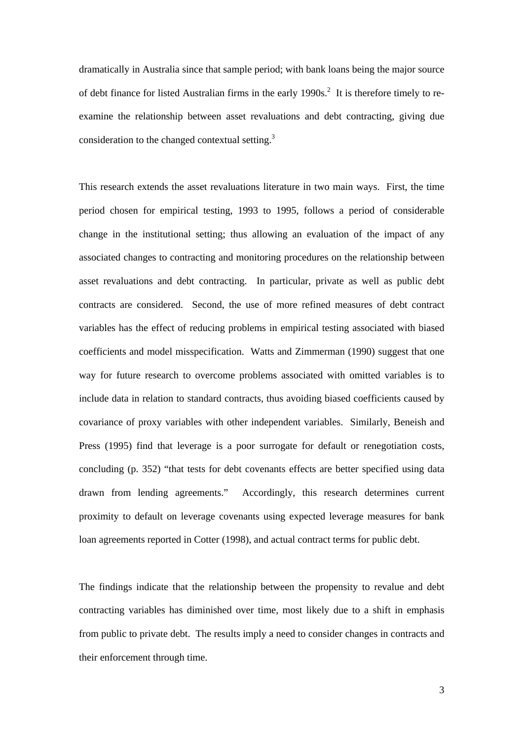dramatically in Australia since that sample period; with bank loans being the major source of debt finance for listed Australian firms in the early 1990s.[2] It is therefore timely to re-examine the relationship between asset revaluations and debt contracting, giving due consideration to the changed contextual setting.[3]

This research extends the asset revaluations literature in two main ways. First, the time period chosen for empirical testing, 1993 to 1995, follows a period of considerable change in the institutional setting; thus allowing an evaluation of the impact of any associated changes to contracting and monitoring procedures on the relationship between asset revaluations and debt contracting. In particular, private as well as public debt contracts are considered. Second, the use of more refined measures of debt contract variables has the effect of reducing problems in empirical testing associated with biased coefficients and model misspecification. Watts and Zimmerman (1990) suggest that one way for future research to overcome problems associated with omitted variables is to include data in relation to standard contracts, thus avoiding biased coefficients caused by covariance of proxy variables with other independent variables. Similarly, Beneish and Press (1995) find that leverage is a poor surrogate for default or renegotiation costs, concluding (p. 352) "that tests for debt covenants effects are better specified using data drawn from lending agreements." Accordingly, this research determines current proximity to default on leverage covenants using expected leverage measures for bank loan agreements reported in Cotter (1998), and actual contract terms for public debt.

The findings indicate that the relationship between the propensity to revalue and debt contracting variables has diminished over time, most likely due to a shift in emphasis from public to private debt. The results imply a need to consider changes in contracts and their enforcement through time.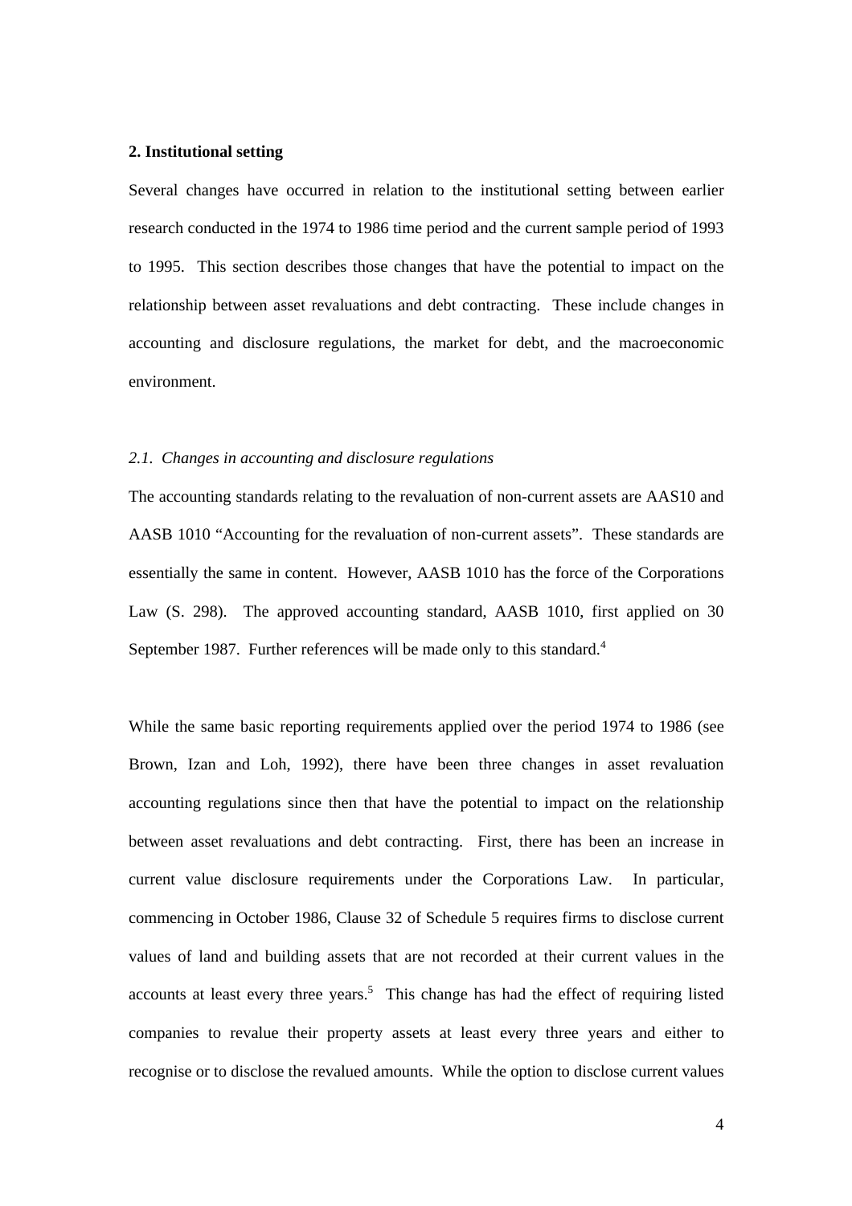## 2. Institutional setting

Several changes have occurred in relation to the institutional setting between earlier research conducted in the 1974 to 1986 time period and the current sample period of 1993 to 1995. This section describes those changes that have the potential to impact on the relationship between asset revaluations and debt contracting. These include changes in accounting and disclosure regulations, the market for debt, and the macroeconomic environment.

### *2.1. Changes in accounting and disclosure regulations*

The accounting standards relating to the revaluation of non-current assets are AAS10 and AASB 1010 "Accounting for the revaluation of non-current assets". These standards are essentially the same in content. However, AASB 1010 has the force of the Corporations Law (S. 298). The approved accounting standard, AASB 1010, first applied on 30 September 1987. Further references will be made only to this standard.[4]

While the same basic reporting requirements applied over the period 1974 to 1986 (see Brown, Izan and Loh, 1992), there have been three changes in asset revaluation accounting regulations since then that have the potential to impact on the relationship between asset revaluations and debt contracting. First, there has been an increase in current value disclosure requirements under the Corporations Law. In particular, commencing in October 1986, Clause 32 of Schedule 5 requires firms to disclose current values of land and building assets that are not recorded at their current values in the accounts at least every three years.[5] This change has had the effect of requiring listed companies to revalue their property assets at least every three years and either to recognise or to disclose the revalued amounts. While the option to disclose current values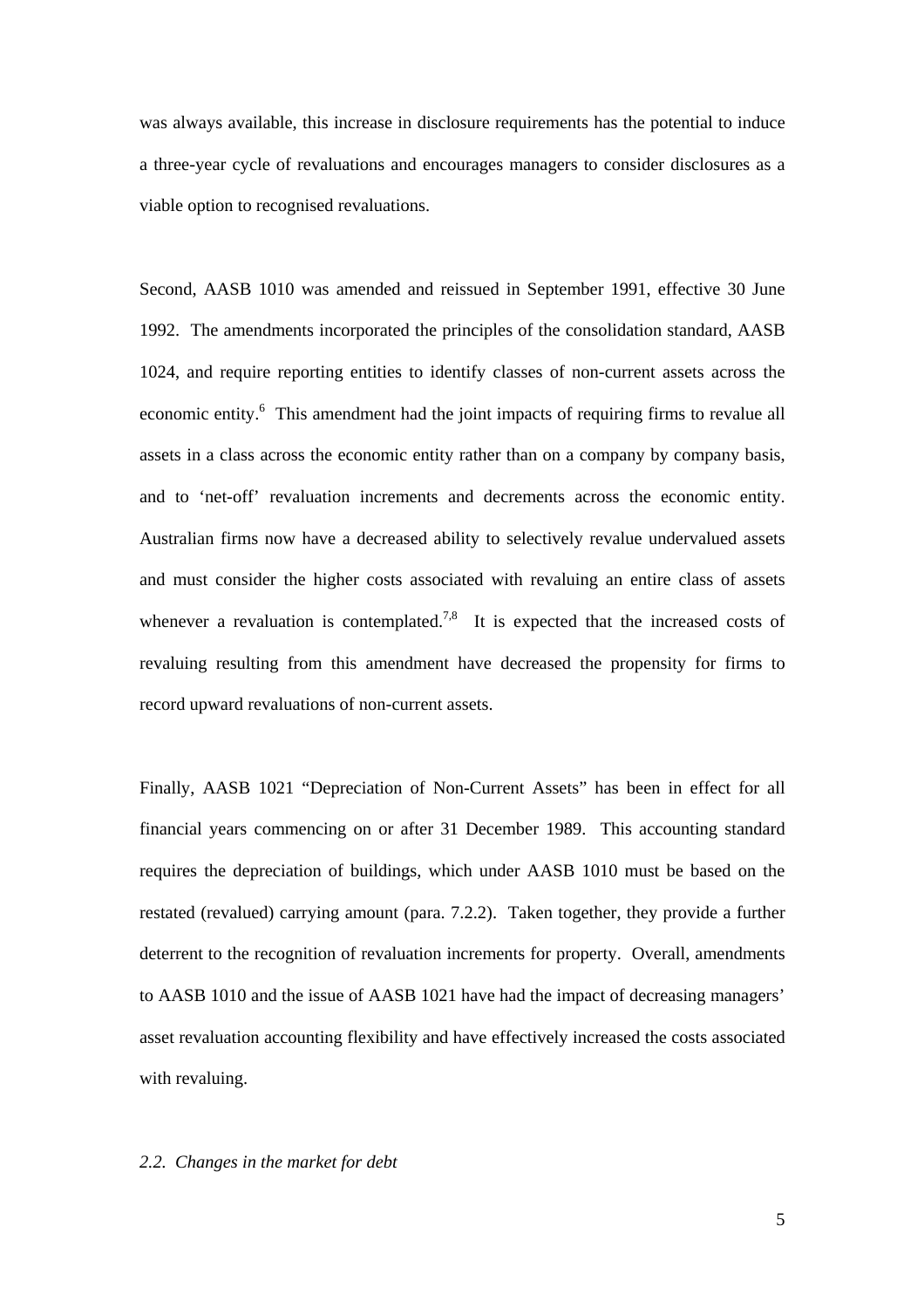was always available, this increase in disclosure requirements has the potential to induce a three-year cycle of revaluations and encourages managers to consider disclosures as a viable option to recognised revaluations.

Second, AASB 1010 was amended and reissued in September 1991, effective 30 June 1992. The amendments incorporated the principles of the consolidation standard, AASB 1024, and require reporting entities to identify classes of non-current assets across the economic entity.[6] This amendment had the joint impacts of requiring firms to revalue all assets in a class across the economic entity rather than on a company by company basis, and to 'net-off' revaluation increments and decrements across the economic entity. Australian firms now have a decreased ability to selectively revalue undervalued assets and must consider the higher costs associated with revaluing an entire class of assets whenever a revaluation is contemplated.[7,8] It is expected that the increased costs of revaluing resulting from this amendment have decreased the propensity for firms to record upward revaluations of non-current assets.

Finally, AASB 1021 "Depreciation of Non-Current Assets" has been in effect for all financial years commencing on or after 31 December 1989. This accounting standard requires the depreciation of buildings, which under AASB 1010 must be based on the restated (revalued) carrying amount (para. 7.2.2). Taken together, they provide a further deterrent to the recognition of revaluation increments for property. Overall, amendments to AASB 1010 and the issue of AASB 1021 have had the impact of decreasing managers' asset revaluation accounting flexibility and have effectively increased the costs associated with revaluing.

### *2.2. Changes in the market for debt*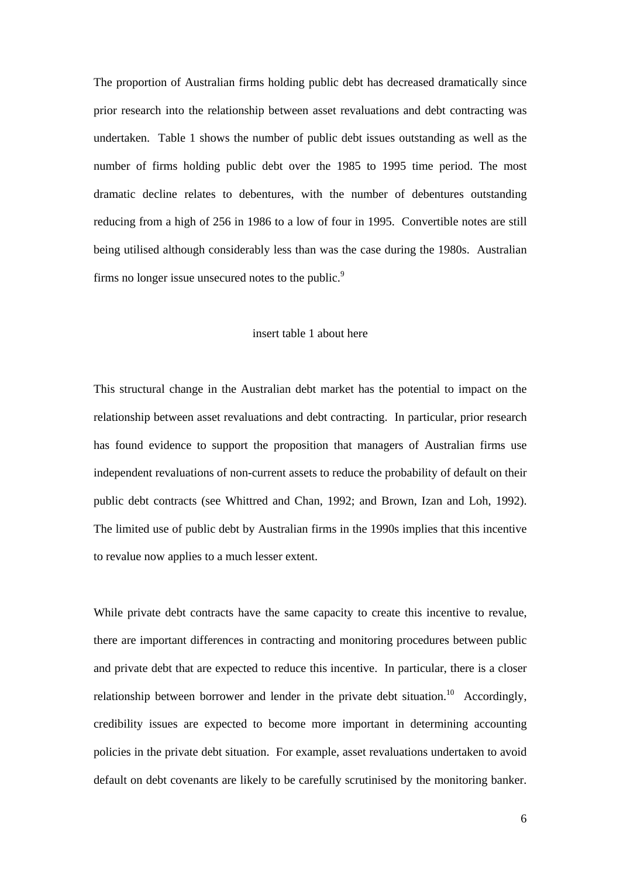The proportion of Australian firms holding public debt has decreased dramatically since prior research into the relationship between asset revaluations and debt contracting was undertaken. Table 1 shows the number of public debt issues outstanding as well as the number of firms holding public debt over the 1985 to 1995 time period. The most dramatic decline relates to debentures, with the number of debentures outstanding reducing from a high of 256 in 1986 to a low of four in 1995. Convertible notes are still being utilised although considerably less than was the case during the 1980s. Australian firms no longer issue unsecured notes to the public.[9]

insert table 1 about here

This structural change in the Australian debt market has the potential to impact on the relationship between asset revaluations and debt contracting. In particular, prior research has found evidence to support the proposition that managers of Australian firms use independent revaluations of non-current assets to reduce the probability of default on their public debt contracts (see Whittred and Chan, 1992; and Brown, Izan and Loh, 1992). The limited use of public debt by Australian firms in the 1990s implies that this incentive to revalue now applies to a much lesser extent.

While private debt contracts have the same capacity to create this incentive to revalue, there are important differences in contracting and monitoring procedures between public and private debt that are expected to reduce this incentive. In particular, there is a closer relationship between borrower and lender in the private debt situation.[10] Accordingly, credibility issues are expected to become more important in determining accounting policies in the private debt situation. For example, asset revaluations undertaken to avoid default on debt covenants are likely to be carefully scrutinised by the monitoring banker.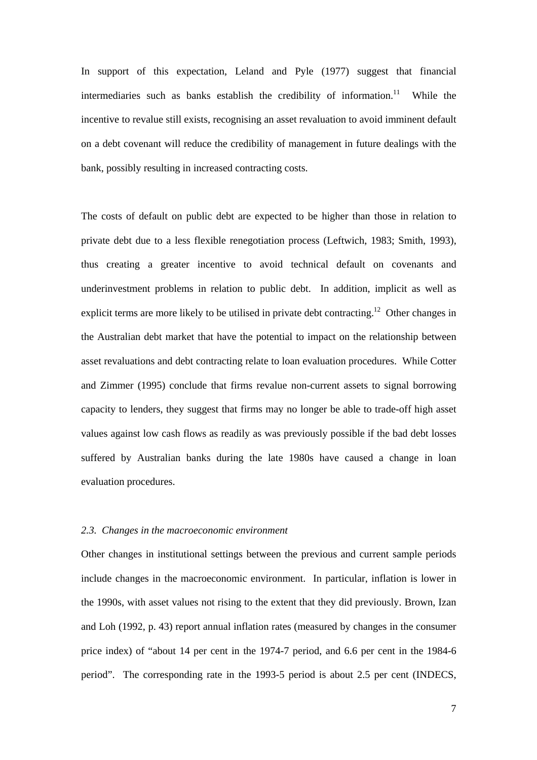In support of this expectation, Leland and Pyle (1977) suggest that financial intermediaries such as banks establish the credibility of information.[11] While the incentive to revalue still exists, recognising an asset revaluation to avoid imminent default on a debt covenant will reduce the credibility of management in future dealings with the bank, possibly resulting in increased contracting costs.

The costs of default on public debt are expected to be higher than those in relation to private debt due to a less flexible renegotiation process (Leftwich, 1983; Smith, 1993), thus creating a greater incentive to avoid technical default on covenants and underinvestment problems in relation to public debt. In addition, implicit as well as explicit terms are more likely to be utilised in private debt contracting.[12] Other changes in the Australian debt market that have the potential to impact on the relationship between asset revaluations and debt contracting relate to loan evaluation procedures. While Cotter and Zimmer (1995) conclude that firms revalue non-current assets to signal borrowing capacity to lenders, they suggest that firms may no longer be able to trade-off high asset values against low cash flows as readily as was previously possible if the bad debt losses suffered by Australian banks during the late 1980s have caused a change in loan evaluation procedures.

### *2.3. Changes in the macroeconomic environment*

Other changes in institutional settings between the previous and current sample periods include changes in the macroeconomic environment. In particular, inflation is lower in the 1990s, with asset values not rising to the extent that they did previously. Brown, Izan and Loh (1992, p. 43) report annual inflation rates (measured by changes in the consumer price index) of "about 14 per cent in the 1974-7 period, and 6.6 per cent in the 1984-6 period". The corresponding rate in the 1993-5 period is about 2.5 per cent (INDECS,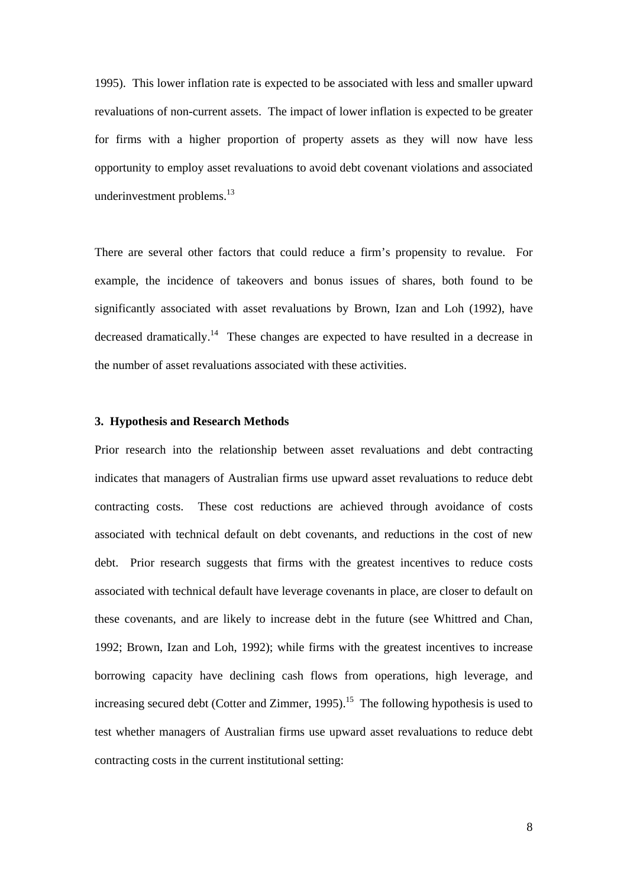1995). This lower inflation rate is expected to be associated with less and smaller upward revaluations of non-current assets. The impact of lower inflation is expected to be greater for firms with a higher proportion of property assets as they will now have less opportunity to employ asset revaluations to avoid debt covenant violations and associated underinvestment problems.[13]

There are several other factors that could reduce a firm's propensity to revalue. For example, the incidence of takeovers and bonus issues of shares, both found to be significantly associated with asset revaluations by Brown, Izan and Loh (1992), have decreased dramatically.[14] These changes are expected to have resulted in a decrease in the number of asset revaluations associated with these activities.

## 3. Hypothesis and Research Methods

Prior research into the relationship between asset revaluations and debt contracting indicates that managers of Australian firms use upward asset revaluations to reduce debt contracting costs. These cost reductions are achieved through avoidance of costs associated with technical default on debt covenants, and reductions in the cost of new debt. Prior research suggests that firms with the greatest incentives to reduce costs associated with technical default have leverage covenants in place, are closer to default on these covenants, and are likely to increase debt in the future (see Whittred and Chan, 1992; Brown, Izan and Loh, 1992); while firms with the greatest incentives to increase borrowing capacity have declining cash flows from operations, high leverage, and increasing secured debt (Cotter and Zimmer, 1995).[15] The following hypothesis is used to test whether managers of Australian firms use upward asset revaluations to reduce debt contracting costs in the current institutional setting: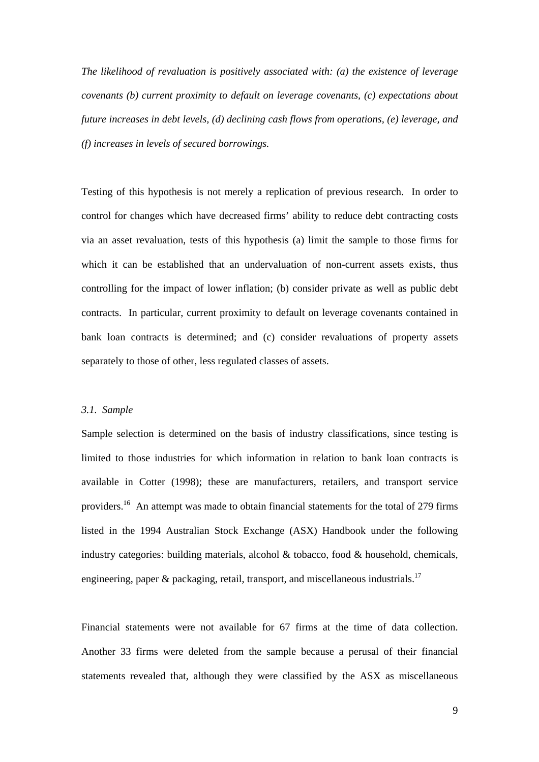*The likelihood of revaluation is positively associated with: (a) the existence of leverage covenants (b) current proximity to default on leverage covenants, (c) expectations about future increases in debt levels, (d) declining cash flows from operations, (e) leverage, and (f) increases in levels of secured borrowings.*

Testing of this hypothesis is not merely a replication of previous research. In order to control for changes which have decreased firms' ability to reduce debt contracting costs via an asset revaluation, tests of this hypothesis (a) limit the sample to those firms for which it can be established that an undervaluation of non-current assets exists, thus controlling for the impact of lower inflation; (b) consider private as well as public debt contracts. In particular, current proximity to default on leverage covenants contained in bank loan contracts is determined; and (c) consider revaluations of property assets separately to those of other, less regulated classes of assets.

### *3.1. Sample*

Sample selection is determined on the basis of industry classifications, since testing is limited to those industries for which information in relation to bank loan contracts is available in Cotter (1998); these are manufacturers, retailers, and transport service providers.[16] An attempt was made to obtain financial statements for the total of 279 firms listed in the 1994 Australian Stock Exchange (ASX) Handbook under the following industry categories: building materials, alcohol & tobacco, food & household, chemicals, engineering, paper & packaging, retail, transport, and miscellaneous industrials.[17]

Financial statements were not available for 67 firms at the time of data collection. Another 33 firms were deleted from the sample because a perusal of their financial statements revealed that, although they were classified by the ASX as miscellaneous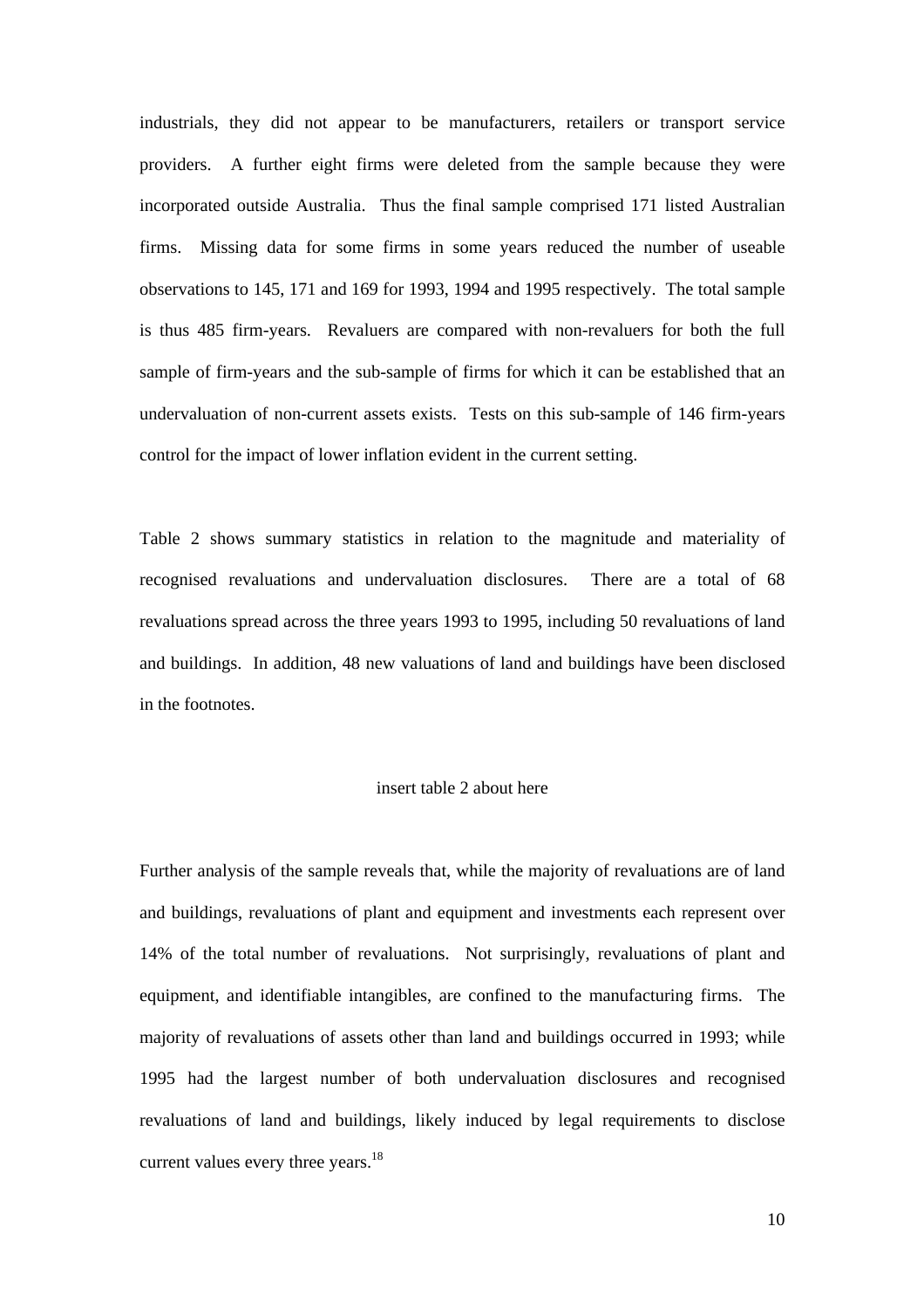industrials, they did not appear to be manufacturers, retailers or transport service providers. A further eight firms were deleted from the sample because they were incorporated outside Australia. Thus the final sample comprised 171 listed Australian firms. Missing data for some firms in some years reduced the number of useable observations to 145, 171 and 169 for 1993, 1994 and 1995 respectively. The total sample is thus 485 firm-years. Revaluers are compared with non-revaluers for both the full sample of firm-years and the sub-sample of firms for which it can be established that an undervaluation of non-current assets exists. Tests on this sub-sample of 146 firm-years control for the impact of lower inflation evident in the current setting.

Table 2 shows summary statistics in relation to the magnitude and materiality of recognised revaluations and undervaluation disclosures. There are a total of 68 revaluations spread across the three years 1993 to 1995, including 50 revaluations of land and buildings. In addition, 48 new valuations of land and buildings have been disclosed in the footnotes.

insert table 2 about here

Further analysis of the sample reveals that, while the majority of revaluations are of land and buildings, revaluations of plant and equipment and investments each represent over 14% of the total number of revaluations. Not surprisingly, revaluations of plant and equipment, and identifiable intangibles, are confined to the manufacturing firms. The majority of revaluations of assets other than land and buildings occurred in 1993; while 1995 had the largest number of both undervaluation disclosures and recognised revaluations of land and buildings, likely induced by legal requirements to disclose current values every three years.[18]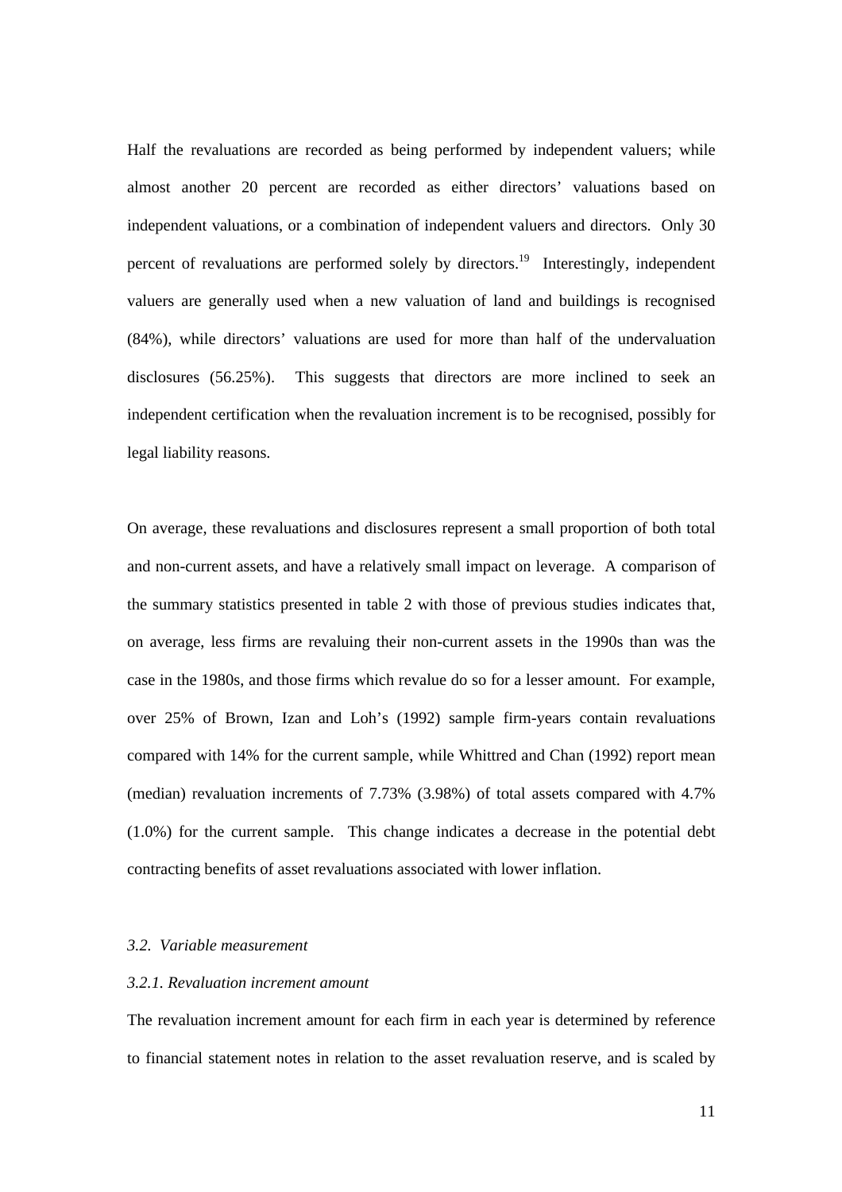Half the revaluations are recorded as being performed by independent valuers; while almost another 20 percent are recorded as either directors' valuations based on independent valuations, or a combination of independent valuers and directors. Only 30 percent of revaluations are performed solely by directors.[19] Interestingly, independent valuers are generally used when a new valuation of land and buildings is recognised (84%), while directors' valuations are used for more than half of the undervaluation disclosures (56.25%). This suggests that directors are more inclined to seek an independent certification when the revaluation increment is to be recognised, possibly for legal liability reasons.

On average, these revaluations and disclosures represent a small proportion of both total and non-current assets, and have a relatively small impact on leverage. A comparison of the summary statistics presented in table 2 with those of previous studies indicates that, on average, less firms are revaluing their non-current assets in the 1990s than was the case in the 1980s, and those firms which revalue do so for a lesser amount. For example, over 25% of Brown, Izan and Loh's (1992) sample firm-years contain revaluations compared with 14% for the current sample, while Whittred and Chan (1992) report mean (median) revaluation increments of 7.73% (3.98%) of total assets compared with 4.7% (1.0%) for the current sample. This change indicates a decrease in the potential debt contracting benefits of asset revaluations associated with lower inflation.

### *3.2. Variable measurement*

#### *3.2.1. Revaluation increment amount*

The revaluation increment amount for each firm in each year is determined by reference to financial statement notes in relation to the asset revaluation reserve, and is scaled by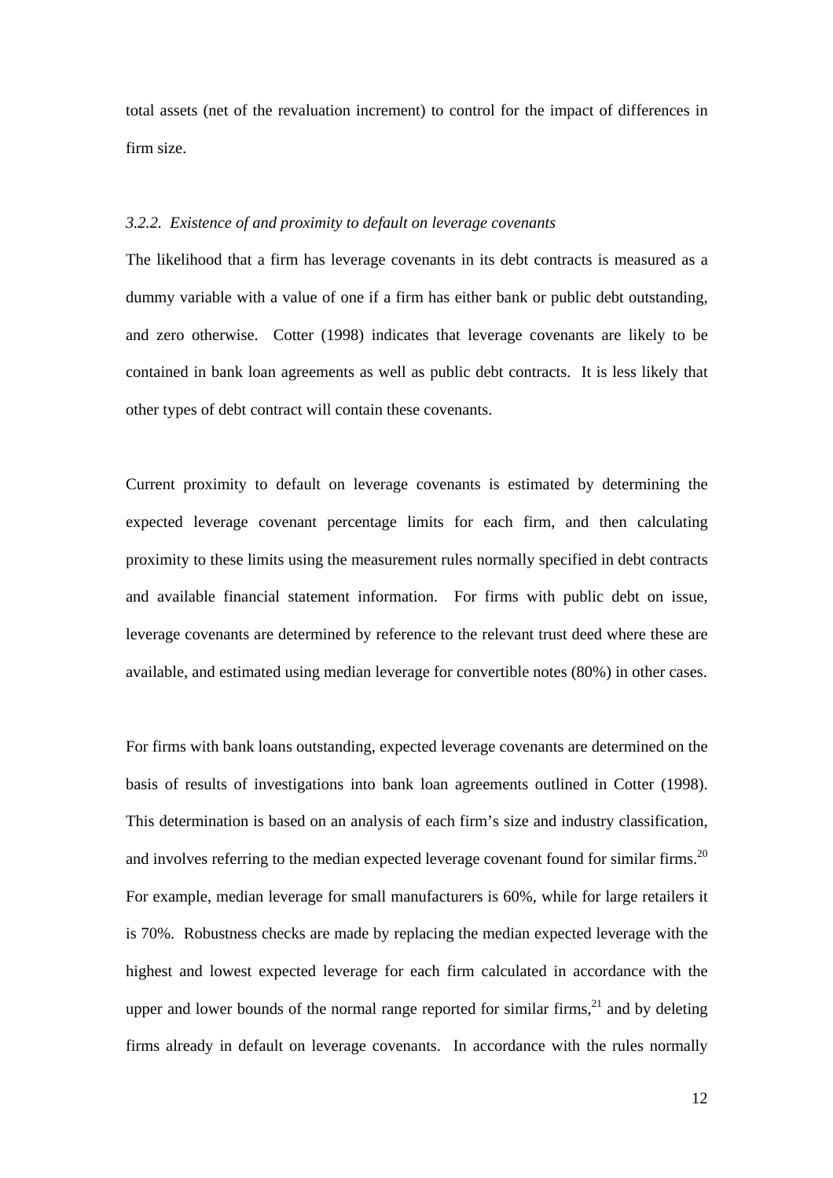total assets (net of the revaluation increment) to control for the impact of differences in firm size.

### *3.2.2. Existence of and proximity to default on leverage covenants*

The likelihood that a firm has leverage covenants in its debt contracts is measured as a dummy variable with a value of one if a firm has either bank or public debt outstanding, and zero otherwise. Cotter (1998) indicates that leverage covenants are likely to be contained in bank loan agreements as well as public debt contracts. It is less likely that other types of debt contract will contain these covenants.

Current proximity to default on leverage covenants is estimated by determining the expected leverage covenant percentage limits for each firm, and then calculating proximity to these limits using the measurement rules normally specified in debt contracts and available financial statement information. For firms with public debt on issue, leverage covenants are determined by reference to the relevant trust deed where these are available, and estimated using median leverage for convertible notes (80%) in other cases.

For firms with bank loans outstanding, expected leverage covenants are determined on the basis of results of investigations into bank loan agreements outlined in Cotter (1998). This determination is based on an analysis of each firm's size and industry classification, and involves referring to the median expected leverage covenant found for similar firms.[20] For example, median leverage for small manufacturers is 60%, while for large retailers it is 70%. Robustness checks are made by replacing the median expected leverage with the highest and lowest expected leverage for each firm calculated in accordance with the upper and lower bounds of the normal range reported for similar firms,[21] and by deleting firms already in default on leverage covenants. In accordance with the rules normally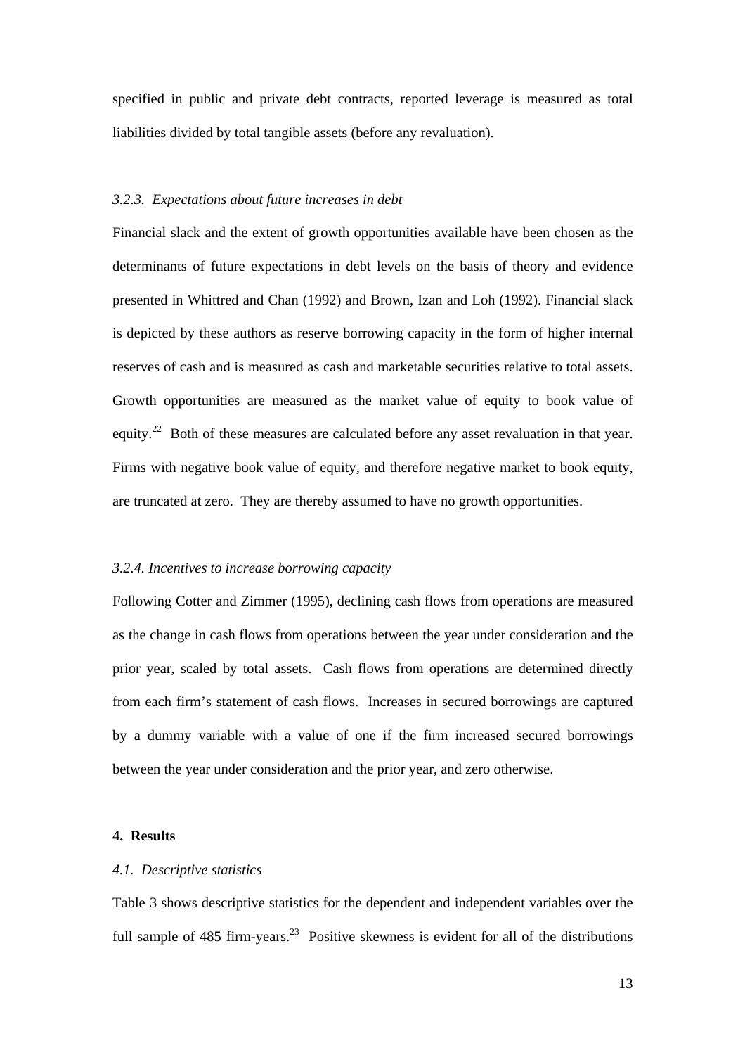specified in public and private debt contracts, reported leverage is measured as total liabilities divided by total tangible assets (before any revaluation).

### *3.2.3. Expectations about future increases in debt*

Financial slack and the extent of growth opportunities available have been chosen as the determinants of future expectations in debt levels on the basis of theory and evidence presented in Whittred and Chan (1992) and Brown, Izan and Loh (1992). Financial slack is depicted by these authors as reserve borrowing capacity in the form of higher internal reserves of cash and is measured as cash and marketable securities relative to total assets. Growth opportunities are measured as the market value of equity to book value of equity.[22] Both of these measures are calculated before any asset revaluation in that year. Firms with negative book value of equity, and therefore negative market to book equity, are truncated at zero. They are thereby assumed to have no growth opportunities.

### *3.2.4. Incentives to increase borrowing capacity*

Following Cotter and Zimmer (1995), declining cash flows from operations are measured as the change in cash flows from operations between the year under consideration and the prior year, scaled by total assets. Cash flows from operations are determined directly from each firm's statement of cash flows. Increases in secured borrowings are captured by a dummy variable with a value of one if the firm increased secured borrowings between the year under consideration and the prior year, and zero otherwise.

## 4. Results

### *4.1. Descriptive statistics*

Table 3 shows descriptive statistics for the dependent and independent variables over the full sample of 485 firm-years.[23] Positive skewness is evident for all of the distributions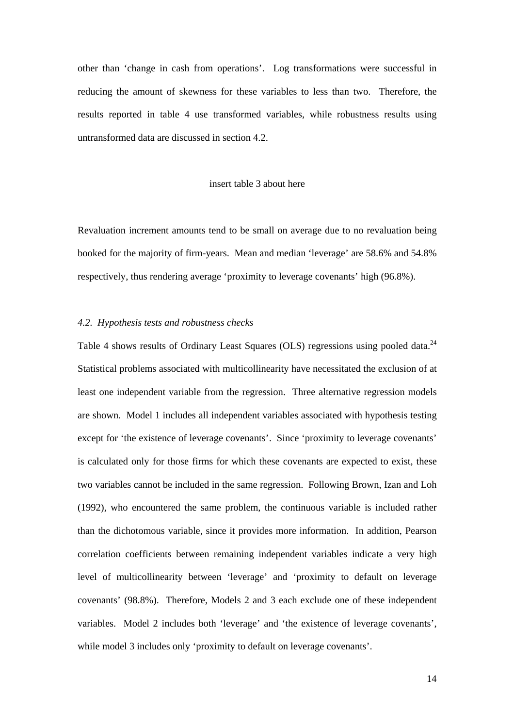other than 'change in cash from operations'. Log transformations were successful in reducing the amount of skewness for these variables to less than two. Therefore, the results reported in table 4 use transformed variables, while robustness results using untransformed data are discussed in section 4.2.

insert table 3 about here

Revaluation increment amounts tend to be small on average due to no revaluation being booked for the majority of firm-years. Mean and median 'leverage' are 58.6% and 54.8% respectively, thus rendering average 'proximity to leverage covenants' high (96.8%).

### *4.2. Hypothesis tests and robustness checks*

Table 4 shows results of Ordinary Least Squares (OLS) regressions using pooled data.[24] Statistical problems associated with multicollinearity have necessitated the exclusion of at least one independent variable from the regression. Three alternative regression models are shown. Model 1 includes all independent variables associated with hypothesis testing except for 'the existence of leverage covenants'. Since 'proximity to leverage covenants' is calculated only for those firms for which these covenants are expected to exist, these two variables cannot be included in the same regression. Following Brown, Izan and Loh (1992), who encountered the same problem, the continuous variable is included rather than the dichotomous variable, since it provides more information. In addition, Pearson correlation coefficients between remaining independent variables indicate a very high level of multicollinearity between 'leverage' and 'proximity to default on leverage covenants' (98.8%). Therefore, Models 2 and 3 each exclude one of these independent variables. Model 2 includes both 'leverage' and 'the existence of leverage covenants', while model 3 includes only 'proximity to default on leverage covenants'.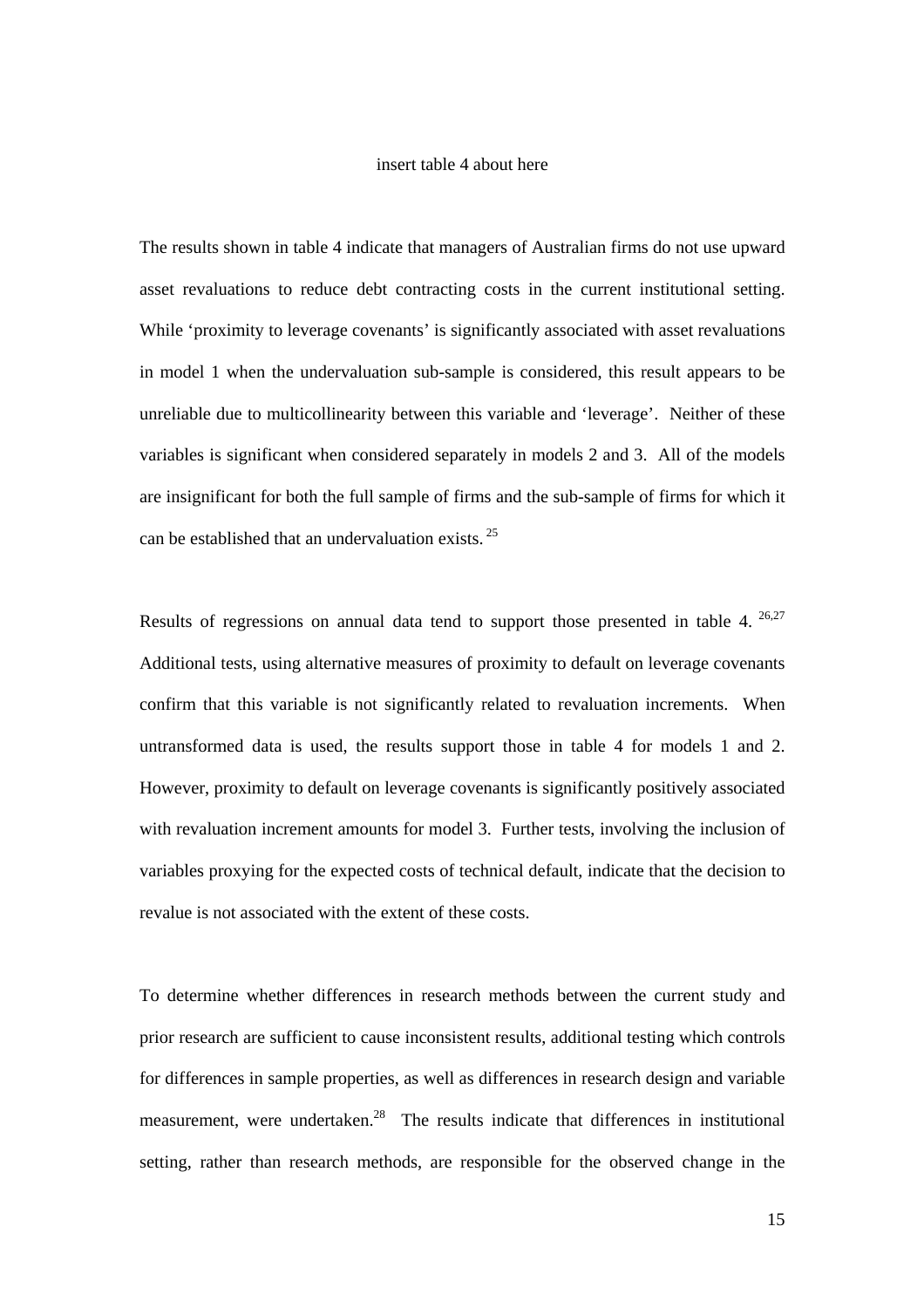insert table 4 about here

The results shown in table 4 indicate that managers of Australian firms do not use upward asset revaluations to reduce debt contracting costs in the current institutional setting. While 'proximity to leverage covenants' is significantly associated with asset revaluations in model 1 when the undervaluation sub-sample is considered, this result appears to be unreliable due to multicollinearity between this variable and 'leverage'. Neither of these variables is significant when considered separately in models 2 and 3. All of the models are insignificant for both the full sample of firms and the sub-sample of firms for which it can be established that an undervaluation exists. [25]

Results of regressions on annual data tend to support those presented in table 4. [26,27] Additional tests, using alternative measures of proximity to default on leverage covenants confirm that this variable is not significantly related to revaluation increments. When untransformed data is used, the results support those in table 4 for models 1 and 2. However, proximity to default on leverage covenants is significantly positively associated with revaluation increment amounts for model 3. Further tests, involving the inclusion of variables proxying for the expected costs of technical default, indicate that the decision to revalue is not associated with the extent of these costs.

To determine whether differences in research methods between the current study and prior research are sufficient to cause inconsistent results, additional testing which controls for differences in sample properties, as well as differences in research design and variable measurement, were undertaken.[28] The results indicate that differences in institutional setting, rather than research methods, are responsible for the observed change in the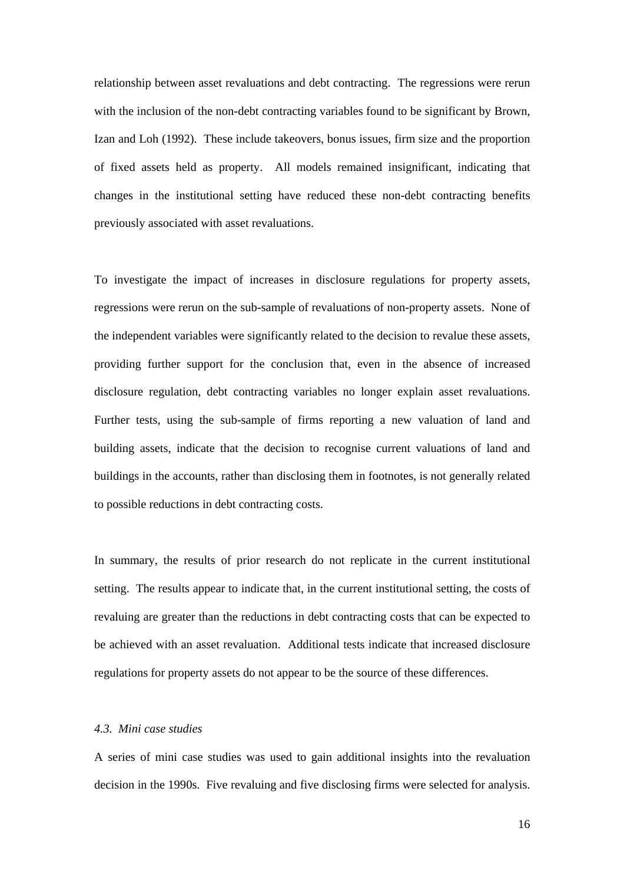relationship between asset revaluations and debt contracting. The regressions were rerun with the inclusion of the non-debt contracting variables found to be significant by Brown, Izan and Loh (1992). These include takeovers, bonus issues, firm size and the proportion of fixed assets held as property. All models remained insignificant, indicating that changes in the institutional setting have reduced these non-debt contracting benefits previously associated with asset revaluations.

To investigate the impact of increases in disclosure regulations for property assets, regressions were rerun on the sub-sample of revaluations of non-property assets. None of the independent variables were significantly related to the decision to revalue these assets, providing further support for the conclusion that, even in the absence of increased disclosure regulation, debt contracting variables no longer explain asset revaluations. Further tests, using the sub-sample of firms reporting a new valuation of land and building assets, indicate that the decision to recognise current valuations of land and buildings in the accounts, rather than disclosing them in footnotes, is not generally related to possible reductions in debt contracting costs.

In summary, the results of prior research do not replicate in the current institutional setting. The results appear to indicate that, in the current institutional setting, the costs of revaluing are greater than the reductions in debt contracting costs that can be expected to be achieved with an asset revaluation. Additional tests indicate that increased disclosure regulations for property assets do not appear to be the source of these differences.

### *4.3. Mini case studies*

A series of mini case studies was used to gain additional insights into the revaluation decision in the 1990s. Five revaluing and five disclosing firms were selected for analysis.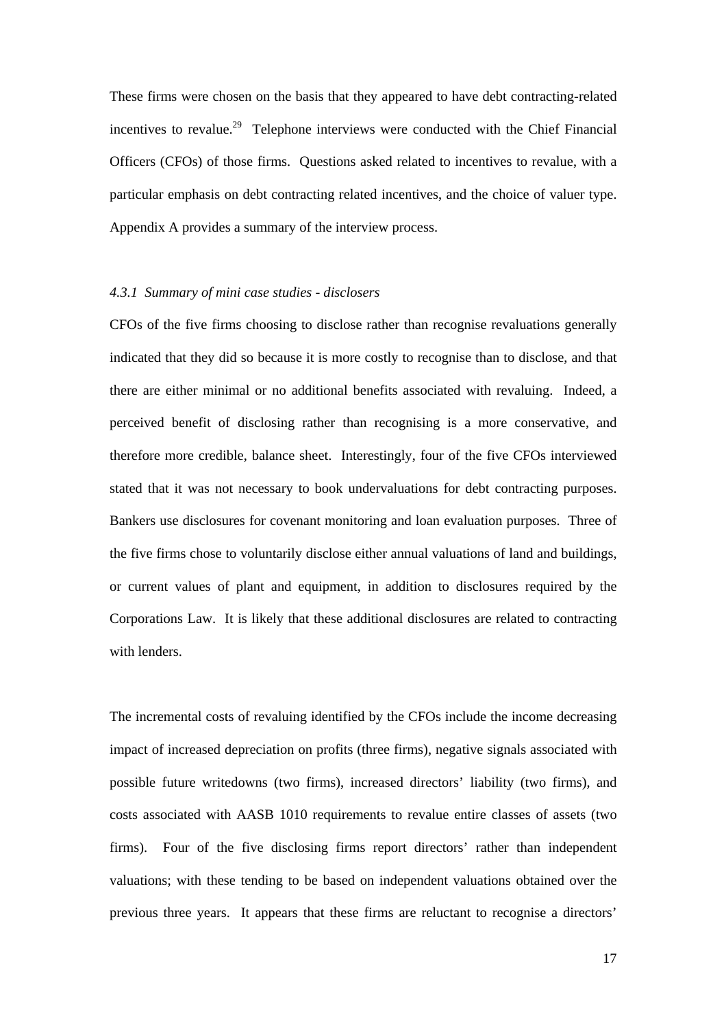These firms were chosen on the basis that they appeared to have debt contracting-related incentives to revalue.[29] Telephone interviews were conducted with the Chief Financial Officers (CFOs) of those firms. Questions asked related to incentives to revalue, with a particular emphasis on debt contracting related incentives, and the choice of valuer type. Appendix A provides a summary of the interview process.

#### *4.3.1 Summary of mini case studies - disclosers*

CFOs of the five firms choosing to disclose rather than recognise revaluations generally indicated that they did so because it is more costly to recognise than to disclose, and that there are either minimal or no additional benefits associated with revaluing. Indeed, a perceived benefit of disclosing rather than recognising is a more conservative, and therefore more credible, balance sheet. Interestingly, four of the five CFOs interviewed stated that it was not necessary to book undervaluations for debt contracting purposes. Bankers use disclosures for covenant monitoring and loan evaluation purposes. Three of the five firms chose to voluntarily disclose either annual valuations of land and buildings, or current values of plant and equipment, in addition to disclosures required by the Corporations Law. It is likely that these additional disclosures are related to contracting with lenders.

The incremental costs of revaluing identified by the CFOs include the income decreasing impact of increased depreciation on profits (three firms), negative signals associated with possible future writedowns (two firms), increased directors' liability (two firms), and costs associated with AASB 1010 requirements to revalue entire classes of assets (two firms). Four of the five disclosing firms report directors' rather than independent valuations; with these tending to be based on independent valuations obtained over the previous three years. It appears that these firms are reluctant to recognise a directors'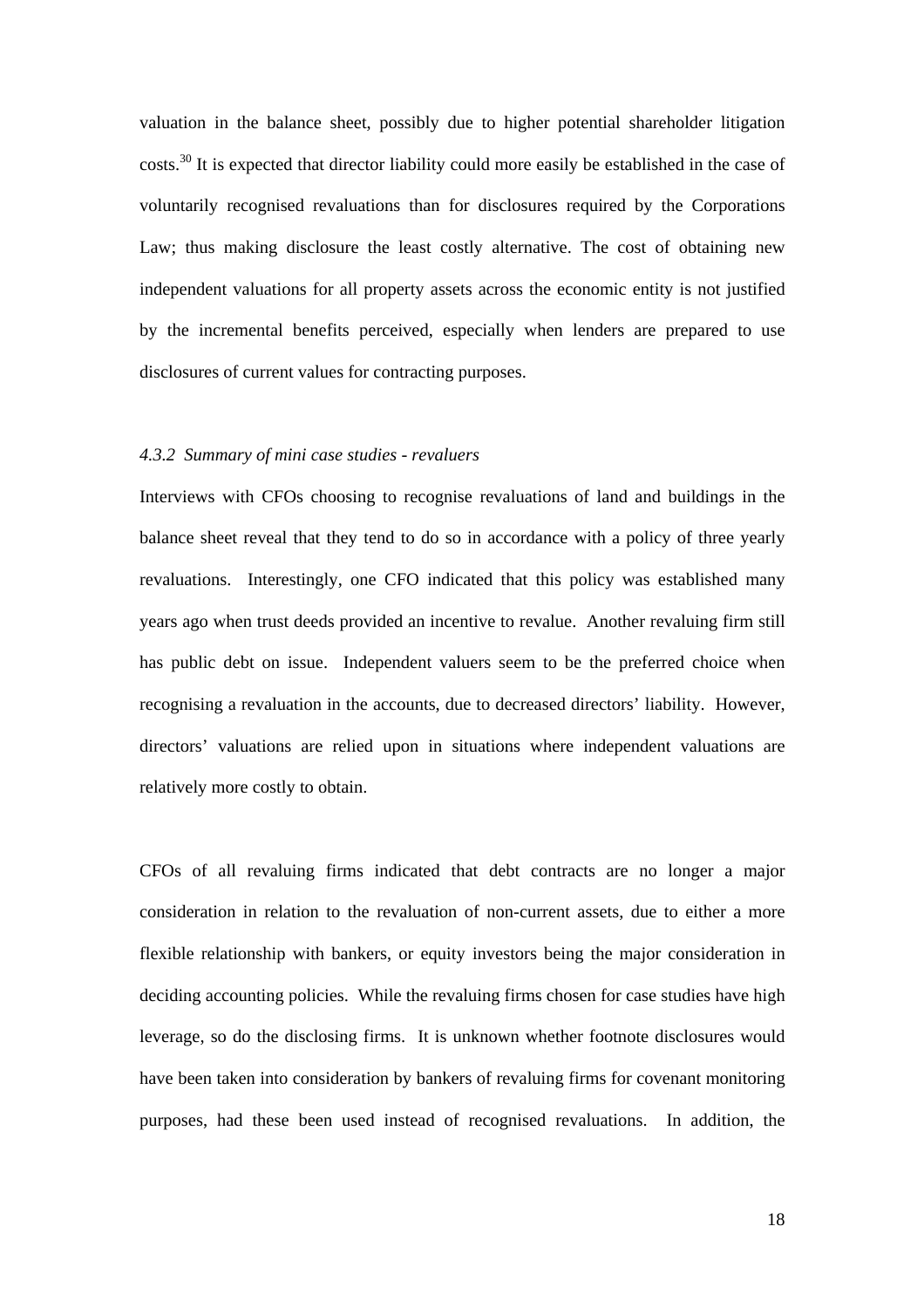valuation in the balance sheet, possibly due to higher potential shareholder litigation costs.[30] It is expected that director liability could more easily be established in the case of voluntarily recognised revaluations than for disclosures required by the Corporations Law; thus making disclosure the least costly alternative. The cost of obtaining new independent valuations for all property assets across the economic entity is not justified by the incremental benefits perceived, especially when lenders are prepared to use disclosures of current values for contracting purposes.

#### *4.3.2 Summary of mini case studies - revaluers*

Interviews with CFOs choosing to recognise revaluations of land and buildings in the balance sheet reveal that they tend to do so in accordance with a policy of three yearly revaluations. Interestingly, one CFO indicated that this policy was established many years ago when trust deeds provided an incentive to revalue. Another revaluing firm still has public debt on issue. Independent valuers seem to be the preferred choice when recognising a revaluation in the accounts, due to decreased directors' liability. However, directors' valuations are relied upon in situations where independent valuations are relatively more costly to obtain.

CFOs of all revaluing firms indicated that debt contracts are no longer a major consideration in relation to the revaluation of non-current assets, due to either a more flexible relationship with bankers, or equity investors being the major consideration in deciding accounting policies. While the revaluing firms chosen for case studies have high leverage, so do the disclosing firms. It is unknown whether footnote disclosures would have been taken into consideration by bankers of revaluing firms for covenant monitoring purposes, had these been used instead of recognised revaluations. In addition, the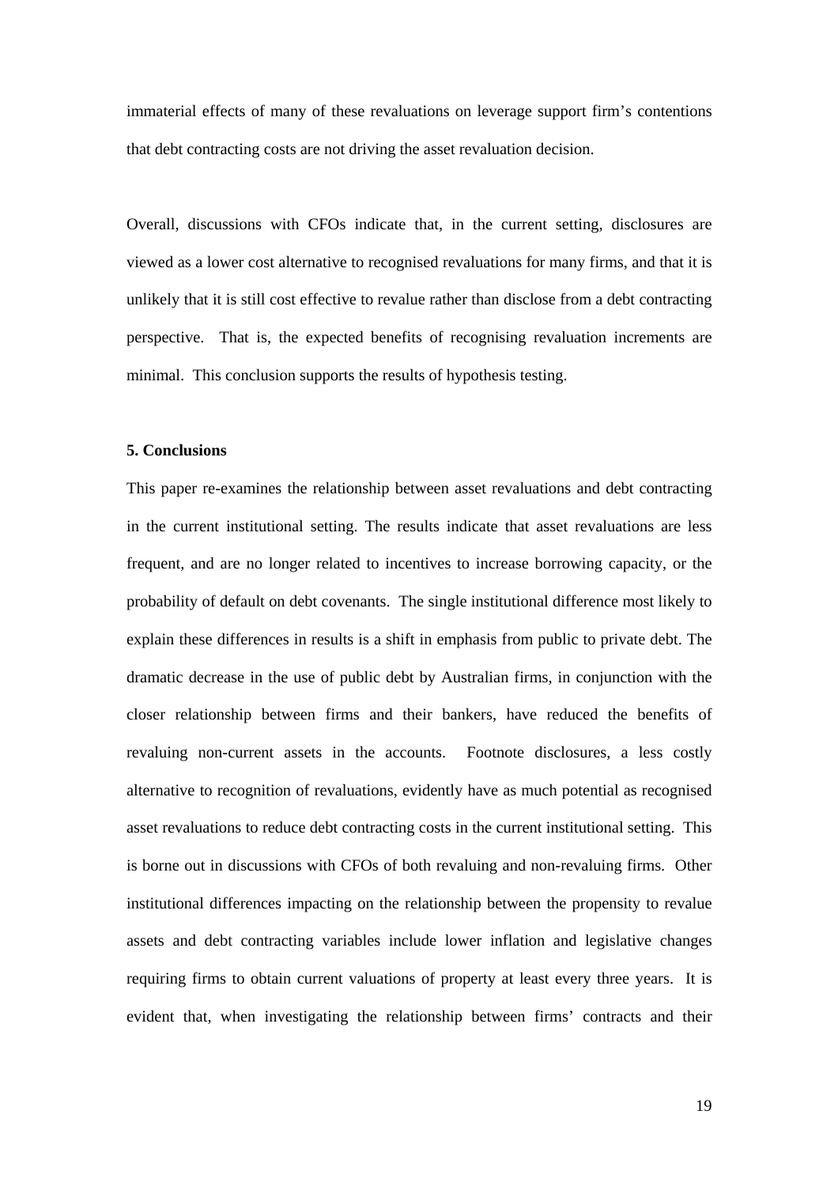immaterial effects of many of these revaluations on leverage support firm's contentions that debt contracting costs are not driving the asset revaluation decision.

Overall, discussions with CFOs indicate that, in the current setting, disclosures are viewed as a lower cost alternative to recognised revaluations for many firms, and that it is unlikely that it is still cost effective to revalue rather than disclose from a debt contracting perspective. That is, the expected benefits of recognising revaluation increments are minimal. This conclusion supports the results of hypothesis testing.

## 5. Conclusions

This paper re-examines the relationship between asset revaluations and debt contracting in the current institutional setting. The results indicate that asset revaluations are less frequent, and are no longer related to incentives to increase borrowing capacity, or the probability of default on debt covenants. The single institutional difference most likely to explain these differences in results is a shift in emphasis from public to private debt. The dramatic decrease in the use of public debt by Australian firms, in conjunction with the closer relationship between firms and their bankers, have reduced the benefits of revaluing non-current assets in the accounts. Footnote disclosures, a less costly alternative to recognition of revaluations, evidently have as much potential as recognised asset revaluations to reduce debt contracting costs in the current institutional setting. This is borne out in discussions with CFOs of both revaluing and non-revaluing firms. Other institutional differences impacting on the relationship between the propensity to revalue assets and debt contracting variables include lower inflation and legislative changes requiring firms to obtain current valuations of property at least every three years. It is evident that, when investigating the relationship between firms' contracts and their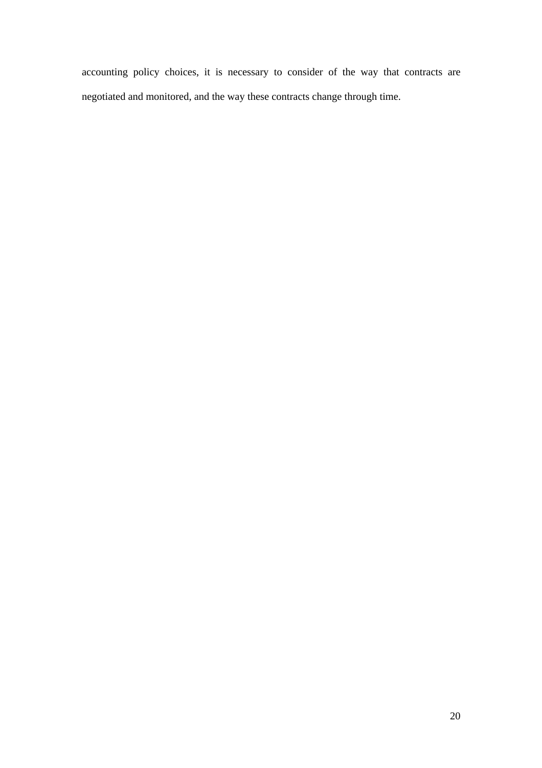accounting policy choices, it is necessary to consider of the way that contracts are negotiated and monitored, and the way these contracts change through time.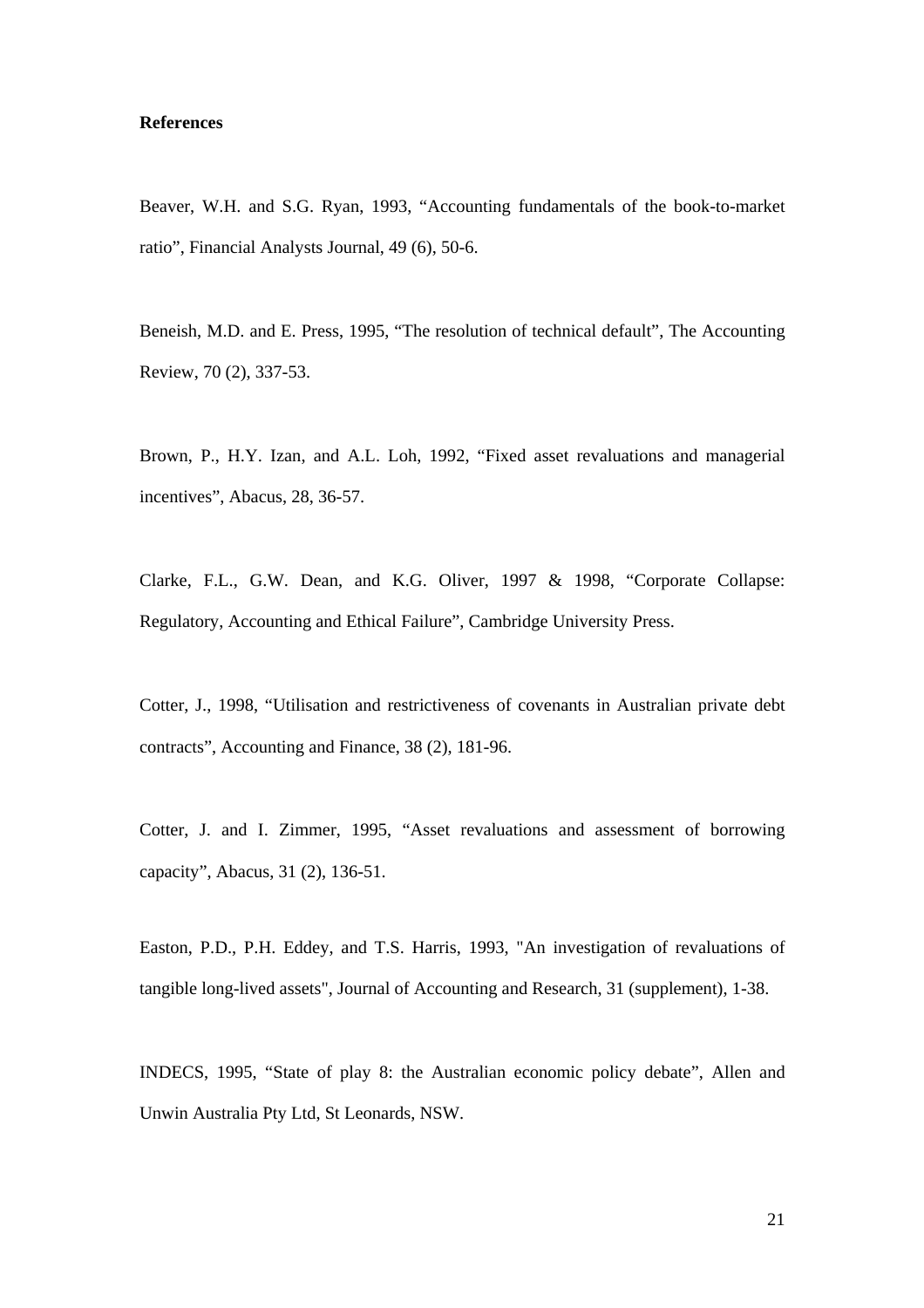**References**

Beaver, W.H. and S.G. Ryan, 1993, “Accounting fundamentals of the book-to-market ratio”, Financial Analysts Journal, 49 (6), 50-6.

Beneish, M.D. and E. Press, 1995, “The resolution of technical default”, The Accounting Review, 70 (2), 337-53.

Brown, P., H.Y. Izan, and A.L. Loh, 1992, “Fixed asset revaluations and managerial incentives”, Abacus, 28, 36-57.

Clarke, F.L., G.W. Dean, and K.G. Oliver, 1997 & 1998, “Corporate Collapse: Regulatory, Accounting and Ethical Failure”, Cambridge University Press.

Cotter, J., 1998, “Utilisation and restrictiveness of covenants in Australian private debt contracts”, Accounting and Finance, 38 (2), 181-96.

Cotter, J. and I. Zimmer, 1995, “Asset revaluations and assessment of borrowing capacity”, Abacus, 31 (2), 136-51.

Easton, P.D., P.H. Eddey, and T.S. Harris, 1993, "An investigation of revaluations of tangible long-lived assets", Journal of Accounting and Research, 31 (supplement), 1-38.

INDECS, 1995, “State of play 8: the Australian economic policy debate”, Allen and Unwin Australia Pty Ltd, St Leonards, NSW.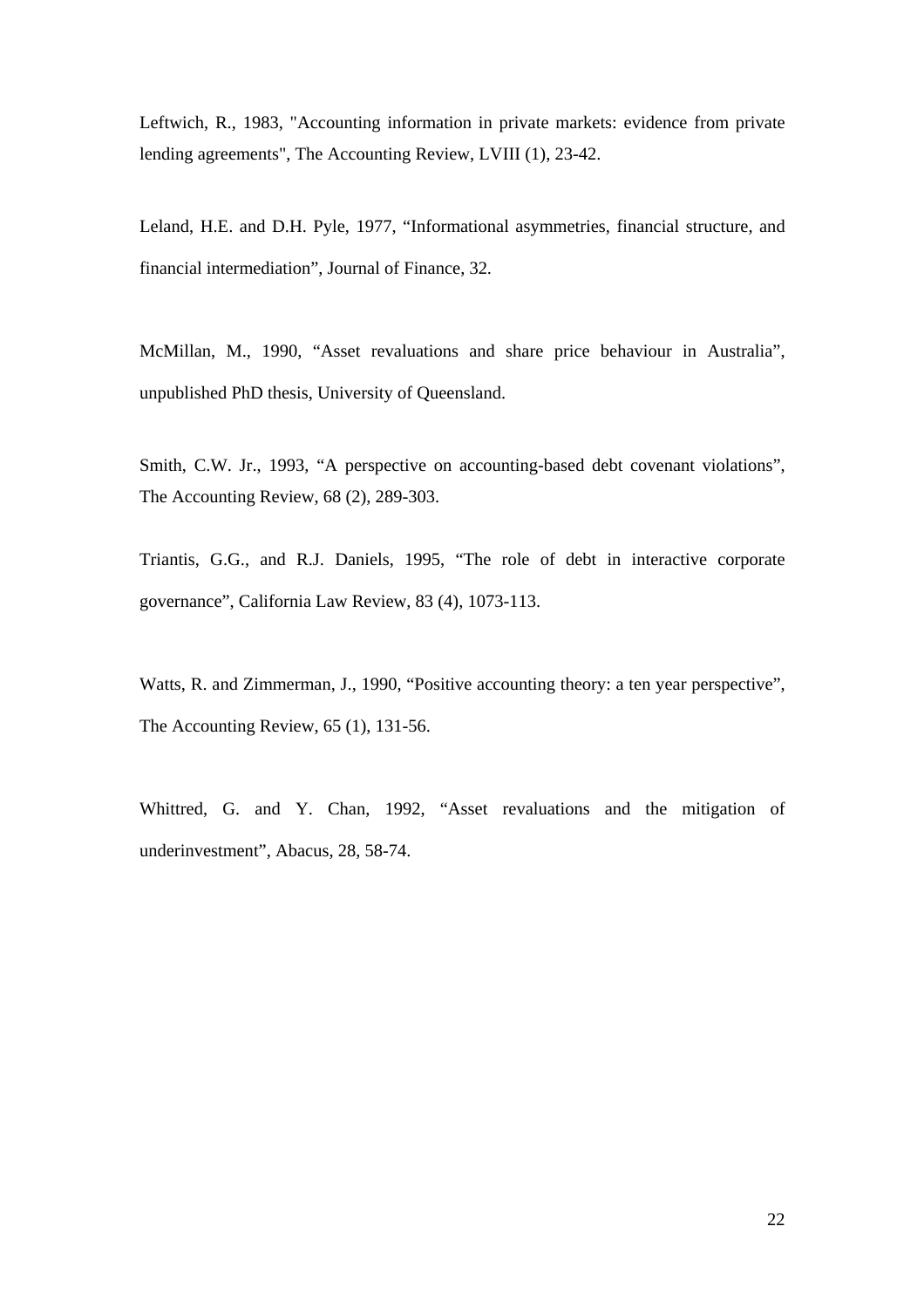Leftwich, R., 1983, "Accounting information in private markets: evidence from private lending agreements", The Accounting Review, LVIII (1), 23-42.

Leland, H.E. and D.H. Pyle, 1977, “Informational asymmetries, financial structure, and financial intermediation”, Journal of Finance, 32.

McMillan, M., 1990, “Asset revaluations and share price behaviour in Australia”, unpublished PhD thesis, University of Queensland.

Smith, C.W. Jr., 1993, “A perspective on accounting-based debt covenant violations”, The Accounting Review, 68 (2), 289-303.

Triantis, G.G., and R.J. Daniels, 1995, “The role of debt in interactive corporate governance”, California Law Review, 83 (4), 1073-113.

Watts, R. and Zimmerman, J., 1990, “Positive accounting theory: a ten year perspective”, The Accounting Review, 65 (1), 131-56.

Whittred, G. and Y. Chan, 1992, “Asset revaluations and the mitigation of underinvestment”, Abacus, 28, 58-74.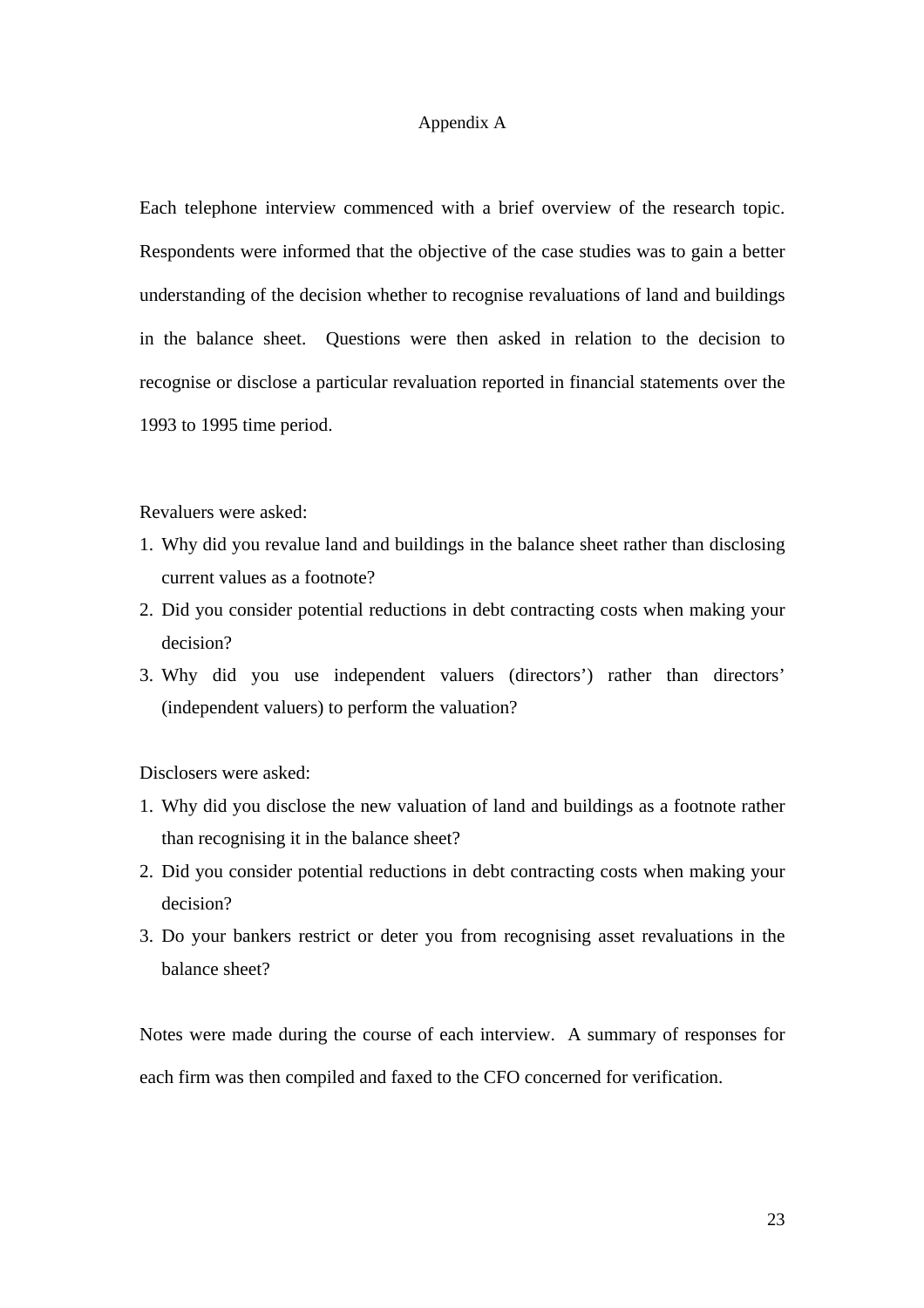# Appendix A

Each telephone interview commenced with a brief overview of the research topic. Respondents were informed that the objective of the case studies was to gain a better understanding of the decision whether to recognise revaluations of land and buildings in the balance sheet. Questions were then asked in relation to the decision to recognise or disclose a particular revaluation reported in financial statements over the 1993 to 1995 time period.

Revaluers were asked:

1. Why did you revalue land and buildings in the balance sheet rather than disclosing current values as a footnote?
2. Did you consider potential reductions in debt contracting costs when making your decision?
3. Why did you use independent valuers (directors') rather than directors' (independent valuers) to perform the valuation?

Disclosers were asked:

1. Why did you disclose the new valuation of land and buildings as a footnote rather than recognising it in the balance sheet?
2. Did you consider potential reductions in debt contracting costs when making your decision?
3. Do your bankers restrict or deter you from recognising asset revaluations in the balance sheet?

Notes were made during the course of each interview. A summary of responses for each firm was then compiled and faxed to the CFO concerned for verification.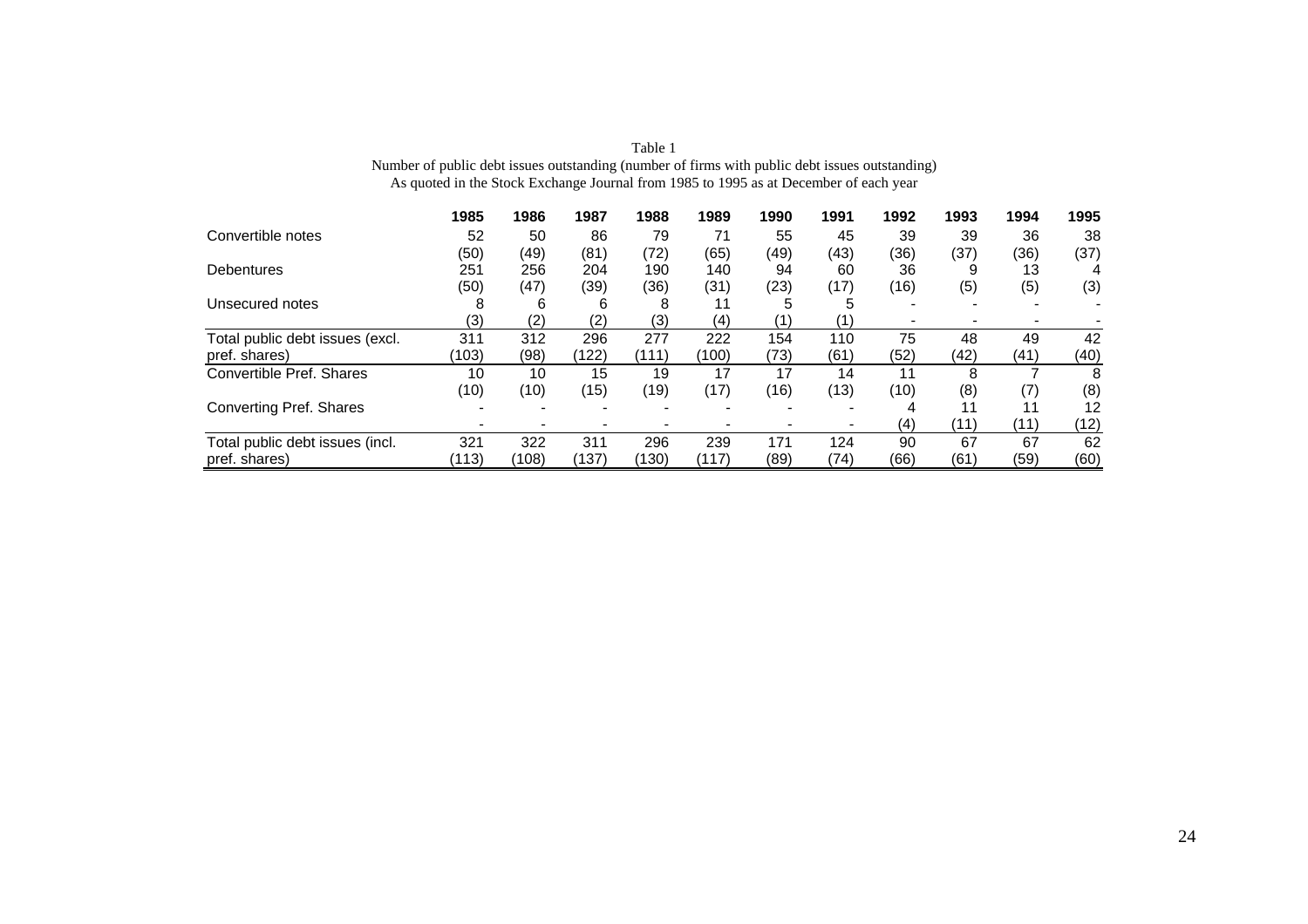Table 1

Number of public debt issues outstanding (number of firms with public debt issues outstanding)

As quoted in the Stock Exchange Journal from 1985 to 1995 as at December of each year

| | 1985 | 1986 | 1987 | 1988 | 1989 | 1990 | 1991 | 1992 | 1993 | 1994 | 1995 |
|---|---|---|---|---|---|---|---|---|---|---|---|
| Convertible notes | 52 | 50 | 86 | 79 | 71 | 55 | 45 | 39 | 39 | 36 | 38 |
| | (50) | (49) | (81) | (72) | (65) | (49) | (43) | (36) | (37) | (36) | (37) |
| Debentures | 251 | 256 | 204 | 190 | 140 | 94 | 60 | 36 | 9 | 13 | 4 |
| | (50) | (47) | (39) | (36) | (31) | (23) | (17) | (16) | (5) | (5) | (3) |
| Unsecured notes | 8 | 6 | 6 | 8 | 11 | 5 | 5 | - | - | - | - |
| | (3) | (2) | (2) | (3) | (4) | (1) | (1) | - | - | - | - |
| Total public debt issues (excl. pref. shares) | 311 | 312 | 296 | 277 | 222 | 154 | 110 | 75 | 48 | 49 | 42 |
| | (103) | (98) | (122) | (111) | (100) | (73) | (61) | (52) | (42) | (41) | (40) |
| Convertible Pref. Shares | 10 | 10 | 15 | 19 | 17 | 17 | 14 | 11 | 8 | 7 | 8 |
| | (10) | (10) | (15) | (19) | (17) | (16) | (13) | (10) | (8) | (7) | (8) |
| Converting Pref. Shares | - | - | - | - | - | - | - | 4 | 11 | 11 | 12 |
| | - | - | - | - | - | - | - | (4) | (11) | (11) | (12) |
| Total public debt issues (incl. pref. shares) | 321 | 322 | 311 | 296 | 239 | 171 | 124 | 90 | 67 | 67 | 62 |
| | (113) | (108) | (137) | (130) | (117) | (89) | (74) | (66) | (61) | (59) | (60) |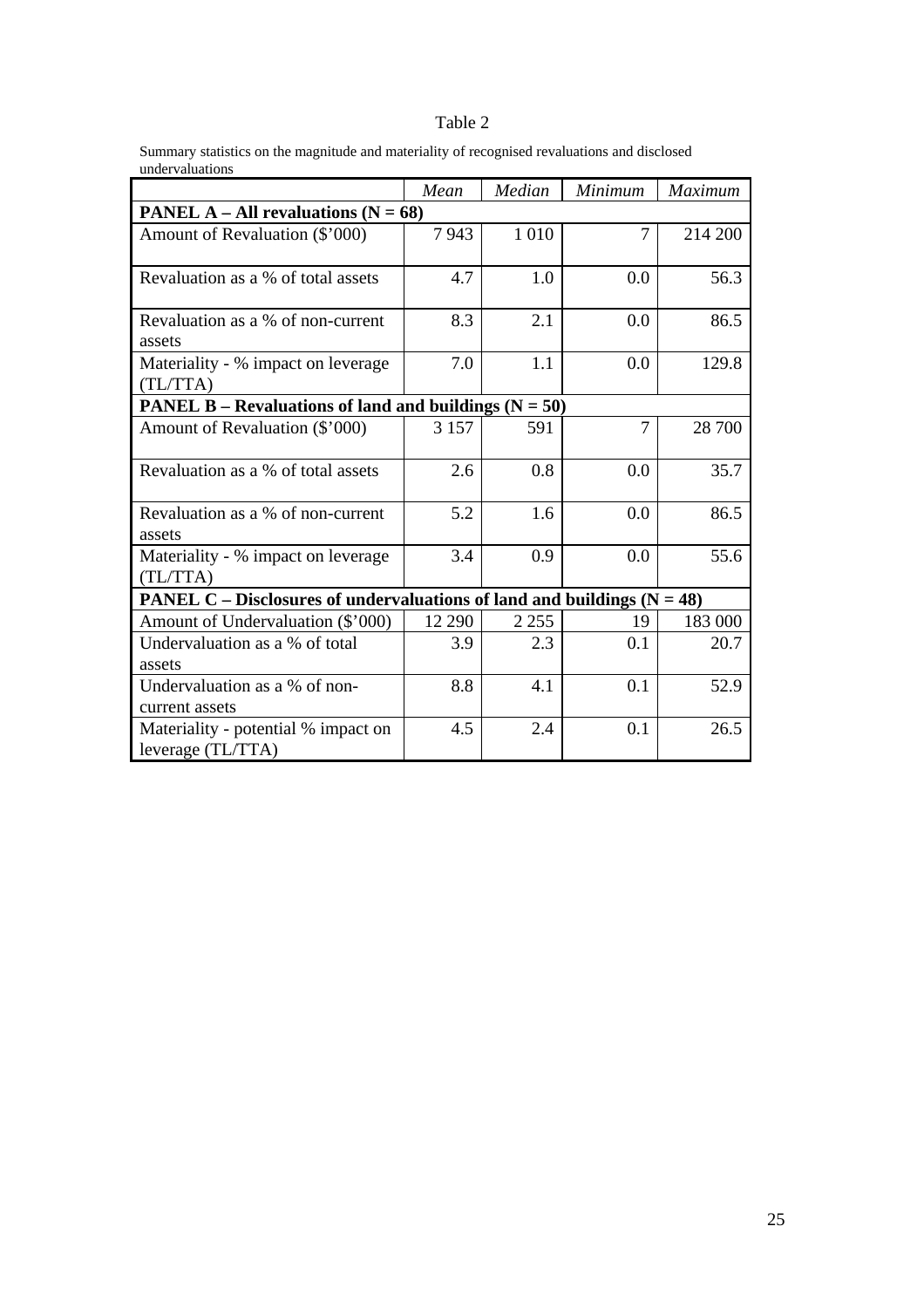Table 2

Summary statistics on the magnitude and materiality of recognised revaluations and disclosed undervaluations

| | *Mean* | *Median* | *Minimum* | *Maximum* |
|---|---|---|---|---|
| **PANEL A – All revaluations (N = 68)** | | | | |
| Amount of Revaluation ($'000) | 7 943 | 1 010 | 7 | 214 200 |
| Revaluation as a % of total assets | 4.7 | 1.0 | 0.0 | 56.3 |
| Revaluation as a % of non-current assets | 8.3 | 2.1 | 0.0 | 86.5 |
| Materiality - % impact on leverage (TL/TTA) | 7.0 | 1.1 | 0.0 | 129.8 |
| **PANEL B – Revaluations of land and buildings (N = 50)** | | | | |
| Amount of Revaluation ($'000) | 3 157 | 591 | 7 | 28 700 |
| Revaluation as a % of total assets | 2.6 | 0.8 | 0.0 | 35.7 |
| Revaluation as a % of non-current assets | 5.2 | 1.6 | 0.0 | 86.5 |
| Materiality - % impact on leverage (TL/TTA) | 3.4 | 0.9 | 0.0 | 55.6 |
| **PANEL C – Disclosures of undervaluations of land and buildings (N = 48)** | | | | |
| Amount of Undervaluation ($'000) | 12 290 | 2 255 | 19 | 183 000 |
| Undervaluation as a % of total assets | 3.9 | 2.3 | 0.1 | 20.7 |
| Undervaluation as a % of non-current assets | 8.8 | 4.1 | 0.1 | 52.9 |
| Materiality - potential % impact on leverage (TL/TTA) | 4.5 | 2.4 | 0.1 | 26.5 |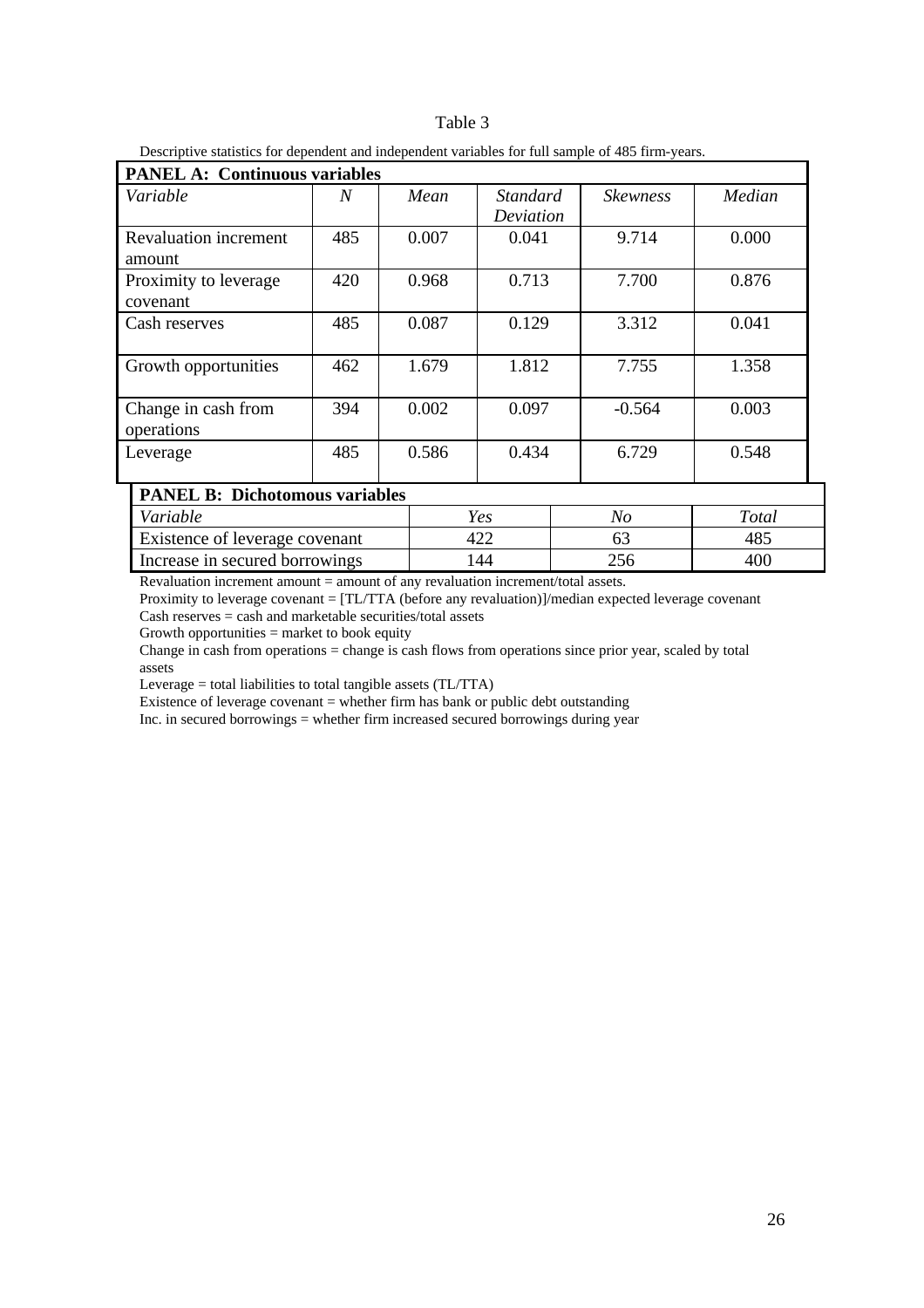Table 3

Descriptive statistics for dependent and independent variables for full sample of 485 firm-years.

**PANEL A: Continuous variables**

| *Variable* | *N* | *Mean* | *Standard Deviation* | *Skewness* | *Median* |
|---|---|---|---|---|---|
| Revaluation increment amount | 485 | 0.007 | 0.041 | 9.714 | 0.000 |
| Proximity to leverage covenant | 420 | 0.968 | 0.713 | 7.700 | 0.876 |
| Cash reserves | 485 | 0.087 | 0.129 | 3.312 | 0.041 |
| Growth opportunities | 462 | 1.679 | 1.812 | 7.755 | 1.358 |
| Change in cash from operations | 394 | 0.002 | 0.097 | -0.564 | 0.003 |
| Leverage | 485 | 0.586 | 0.434 | 6.729 | 0.548 |

**PANEL B: Dichotomous variables**

| *Variable* | *Yes* | *No* | *Total* |
|---|---|---|---|
| Existence of leverage covenant | 422 | 63 | 485 |
| Increase in secured borrowings | 144 | 256 | 400 |

Revaluation increment amount = amount of any revaluation increment/total assets.
Proximity to leverage covenant = [TL/TTA (before any revaluation)]/median expected leverage covenant
Cash reserves = cash and marketable securities/total assets
Growth opportunities = market to book equity
Change in cash from operations = change is cash flows from operations since prior year, scaled by total assets
Leverage = total liabilities to total tangible assets (TL/TTA)
Existence of leverage covenant = whether firm has bank or public debt outstanding
Inc. in secured borrowings = whether firm increased secured borrowings during year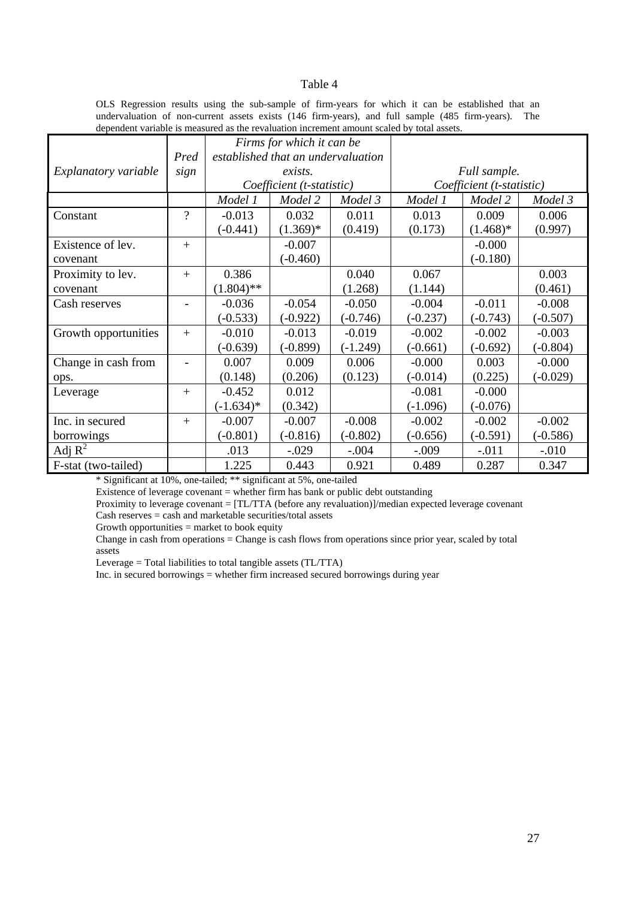Table 4

OLS Regression results using the sub-sample of firm-years for which it can be established that an undervaluation of non-current assets exists (146 firm-years), and full sample (485 firm-years). The dependent variable is measured as the revaluation increment amount scaled by total assets.

| *Explanatory variable* | *Pred sign* | *Firms for which it can be established that an undervaluation exists. Coefficient (t-statistic)* | | | *Full sample. Coefficient (t-statistic)* | | |
|---|---|---|---|---|---|---|---|
| | | *Model 1* | *Model 2* | *Model 3* | *Model 1* | *Model 2* | *Model 3* |
| Constant | ? | -0.013 (-0.441) | 0.032 (1.369)* | 0.011 (0.419) | 0.013 (0.173) | 0.009 (1.468)* | 0.006 (0.997) |
| Existence of lev. covenant | + | | -0.007 (-0.460) | | | -0.000 (-0.180) | |
| Proximity to lev. covenant | + | 0.386 (1.804)** | | 0.040 (1.268) | 0.067 (1.144) | | 0.003 (0.461) |
| Cash reserves | - | -0.036 (-0.533) | -0.054 (-0.922) | -0.050 (-0.746) | -0.004 (-0.237) | -0.011 (-0.743) | -0.008 (-0.507) |
| Growth opportunities | + | -0.010 (-0.639) | -0.013 (-0.899) | -0.019 (-1.249) | -0.002 (-0.661) | -0.002 (-0.692) | -0.003 (-0.804) |
| Change in cash from ops. | - | 0.007 (0.148) | 0.009 (0.206) | 0.006 (0.123) | -0.000 (-0.014) | 0.003 (0.225) | -0.000 (-0.029) |
| Leverage | + | -0.452 (-1.634)* | 0.012 (0.342) | | -0.081 (-1.096) | -0.000 (-0.076) | |
| Inc. in secured borrowings | + | -0.007 (-0.801) | -0.007 (-0.816) | -0.008 (-0.802) | -0.002 (-0.656) | -0.002 (-0.591) | -0.002 (-0.586) |
| Adj $R^2$ | | .013 | -.029 | -.004 | -.009 | -.011 | -.010 |
| F-stat (two-tailed) | | 1.225 | 0.443 | 0.921 | 0.489 | 0.287 | 0.347 |

\* Significant at 10%, one-tailed; ** significant at 5%, one-tailed

Existence of leverage covenant = whether firm has bank or public debt outstanding

Proximity to leverage covenant = [TL/TTA (before any revaluation)]/median expected leverage covenant

Cash reserves = cash and marketable securities/total assets

Growth opportunities = market to book equity

Change in cash from operations = Change is cash flows from operations since prior year, scaled by total assets

Leverage = Total liabilities to total tangible assets (TL/TTA)

Inc. in secured borrowings = whether firm increased secured borrowings during year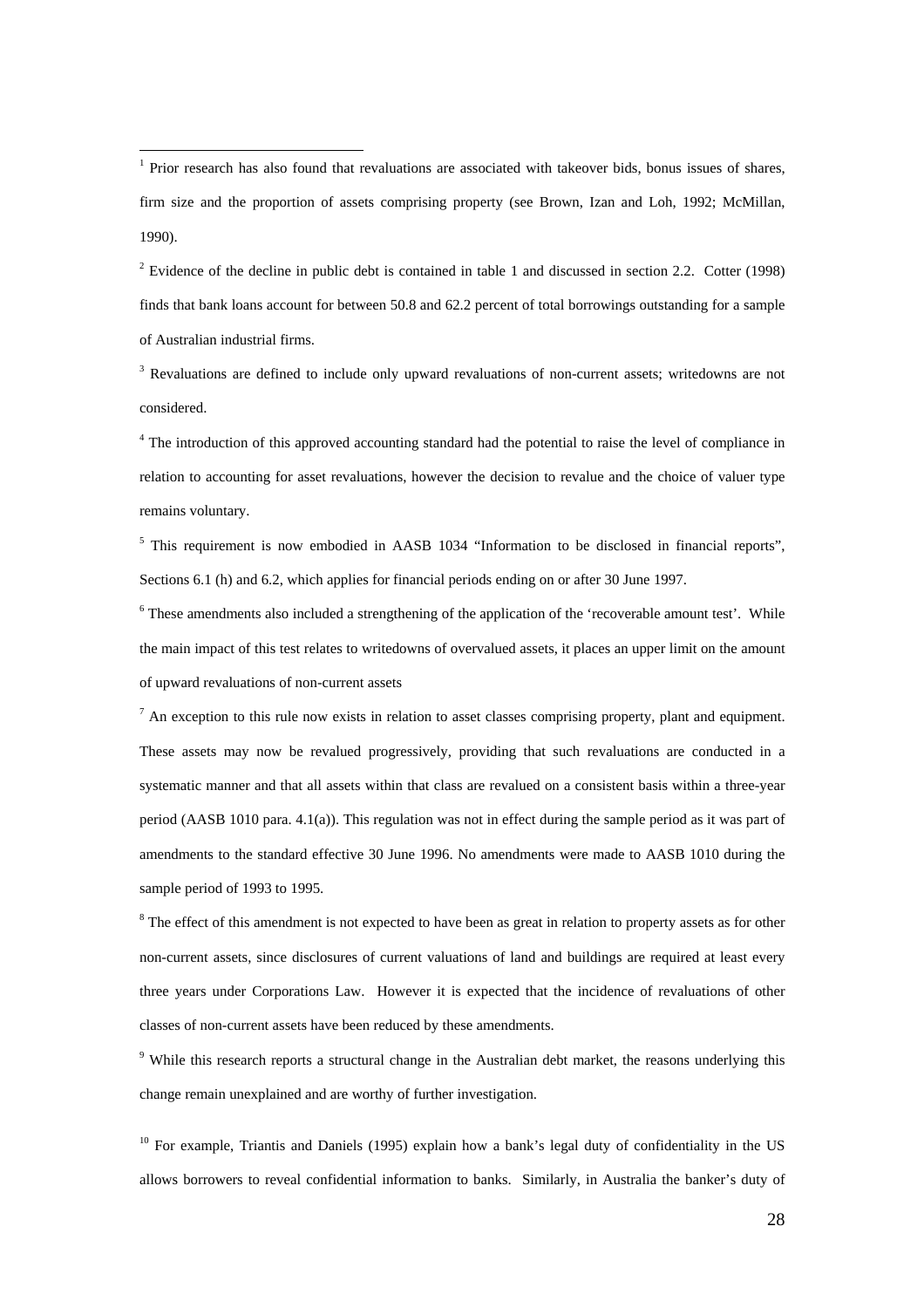[1] Prior research has also found that revaluations are associated with takeover bids, bonus issues of shares, firm size and the proportion of assets comprising property (see Brown, Izan and Loh, 1992; McMillan, 1990).

[2] Evidence of the decline in public debt is contained in table 1 and discussed in section 2.2. Cotter (1998) finds that bank loans account for between 50.8 and 62.2 percent of total borrowings outstanding for a sample of Australian industrial firms.

[3] Revaluations are defined to include only upward revaluations of non-current assets; writedowns are not considered.

[4] The introduction of this approved accounting standard had the potential to raise the level of compliance in relation to accounting for asset revaluations, however the decision to revalue and the choice of valuer type remains voluntary.

[5] This requirement is now embodied in AASB 1034 "Information to be disclosed in financial reports", Sections 6.1 (h) and 6.2, which applies for financial periods ending on or after 30 June 1997.

[6] These amendments also included a strengthening of the application of the 'recoverable amount test'. While the main impact of this test relates to writedowns of overvalued assets, it places an upper limit on the amount of upward revaluations of non-current assets

[7] An exception to this rule now exists in relation to asset classes comprising property, plant and equipment. These assets may now be revalued progressively, providing that such revaluations are conducted in a systematic manner and that all assets within that class are revalued on a consistent basis within a three-year period (AASB 1010 para. 4.1(a)). This regulation was not in effect during the sample period as it was part of amendments to the standard effective 30 June 1996. No amendments were made to AASB 1010 during the sample period of 1993 to 1995.

[8] The effect of this amendment is not expected to have been as great in relation to property assets as for other non-current assets, since disclosures of current valuations of land and buildings are required at least every three years under Corporations Law. However it is expected that the incidence of revaluations of other classes of non-current assets have been reduced by these amendments.

[9] While this research reports a structural change in the Australian debt market, the reasons underlying this change remain unexplained and are worthy of further investigation.

[10] For example, Triantis and Daniels (1995) explain how a bank's legal duty of confidentiality in the US allows borrowers to reveal confidential information to banks. Similarly, in Australia the banker's duty of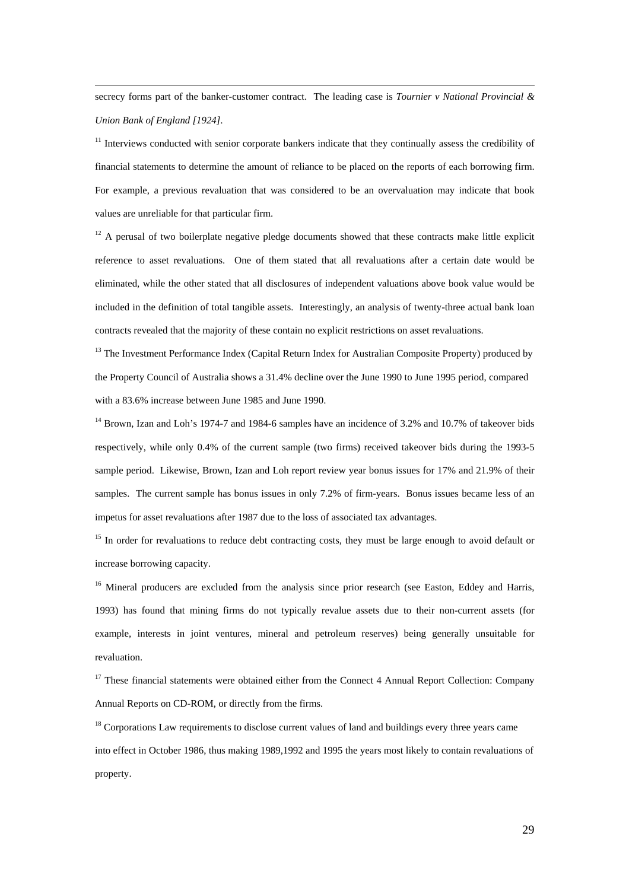secrecy forms part of the banker-customer contract. The leading case is *Tournier v National Provincial & Union Bank of England [1924]*.

[11] Interviews conducted with senior corporate bankers indicate that they continually assess the credibility of financial statements to determine the amount of reliance to be placed on the reports of each borrowing firm. For example, a previous revaluation that was considered to be an overvaluation may indicate that book values are unreliable for that particular firm.

[12] A perusal of two boilerplate negative pledge documents showed that these contracts make little explicit reference to asset revaluations. One of them stated that all revaluations after a certain date would be eliminated, while the other stated that all disclosures of independent valuations above book value would be included in the definition of total tangible assets. Interestingly, an analysis of twenty-three actual bank loan contracts revealed that the majority of these contain no explicit restrictions on asset revaluations.

[13] The Investment Performance Index (Capital Return Index for Australian Composite Property) produced by the Property Council of Australia shows a 31.4% decline over the June 1990 to June 1995 period, compared with a 83.6% increase between June 1985 and June 1990.

[14] Brown, Izan and Loh's 1974-7 and 1984-6 samples have an incidence of 3.2% and 10.7% of takeover bids respectively, while only 0.4% of the current sample (two firms) received takeover bids during the 1993-5 sample period. Likewise, Brown, Izan and Loh report review year bonus issues for 17% and 21.9% of their samples. The current sample has bonus issues in only 7.2% of firm-years. Bonus issues became less of an impetus for asset revaluations after 1987 due to the loss of associated tax advantages.

[15] In order for revaluations to reduce debt contracting costs, they must be large enough to avoid default or increase borrowing capacity.

[16] Mineral producers are excluded from the analysis since prior research (see Easton, Eddey and Harris, 1993) has found that mining firms do not typically revalue assets due to their non-current assets (for example, interests in joint ventures, mineral and petroleum reserves) being generally unsuitable for revaluation.

[17] These financial statements were obtained either from the Connect 4 Annual Report Collection: Company Annual Reports on CD-ROM, or directly from the firms.

[18] Corporations Law requirements to disclose current values of land and buildings every three years came into effect in October 1986, thus making 1989,1992 and 1995 the years most likely to contain revaluations of property.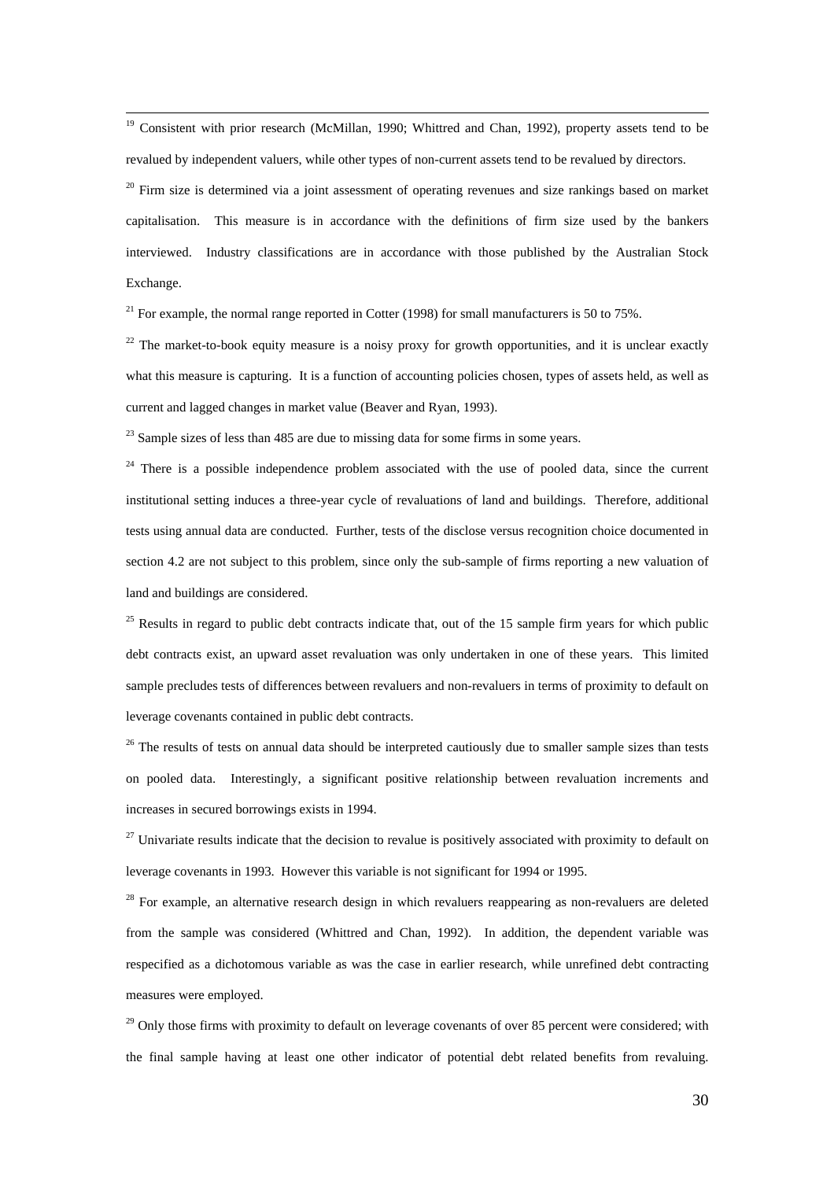[19] Consistent with prior research (McMillan, 1990; Whittred and Chan, 1992), property assets tend to be revalued by independent valuers, while other types of non-current assets tend to be revalued by directors.

[20] Firm size is determined via a joint assessment of operating revenues and size rankings based on market capitalisation. This measure is in accordance with the definitions of firm size used by the bankers interviewed. Industry classifications are in accordance with those published by the Australian Stock Exchange.

[21] For example, the normal range reported in Cotter (1998) for small manufacturers is 50 to 75%.

[22] The market-to-book equity measure is a noisy proxy for growth opportunities, and it is unclear exactly what this measure is capturing. It is a function of accounting policies chosen, types of assets held, as well as current and lagged changes in market value (Beaver and Ryan, 1993).

[23] Sample sizes of less than 485 are due to missing data for some firms in some years.

[24] There is a possible independence problem associated with the use of pooled data, since the current institutional setting induces a three-year cycle of revaluations of land and buildings. Therefore, additional tests using annual data are conducted. Further, tests of the disclose versus recognition choice documented in section 4.2 are not subject to this problem, since only the sub-sample of firms reporting a new valuation of land and buildings are considered.

[25] Results in regard to public debt contracts indicate that, out of the 15 sample firm years for which public debt contracts exist, an upward asset revaluation was only undertaken in one of these years. This limited sample precludes tests of differences between revaluers and non-revaluers in terms of proximity to default on leverage covenants contained in public debt contracts.

[26] The results of tests on annual data should be interpreted cautiously due to smaller sample sizes than tests on pooled data. Interestingly, a significant positive relationship between revaluation increments and increases in secured borrowings exists in 1994.

[27] Univariate results indicate that the decision to revalue is positively associated with proximity to default on leverage covenants in 1993. However this variable is not significant for 1994 or 1995.

[28] For example, an alternative research design in which revaluers reappearing as non-revaluers are deleted from the sample was considered (Whittred and Chan, 1992). In addition, the dependent variable was respecified as a dichotomous variable as was the case in earlier research, while unrefined debt contracting measures were employed.

[29] Only those firms with proximity to default on leverage covenants of over 85 percent were considered; with the final sample having at least one other indicator of potential debt related benefits from revaluing.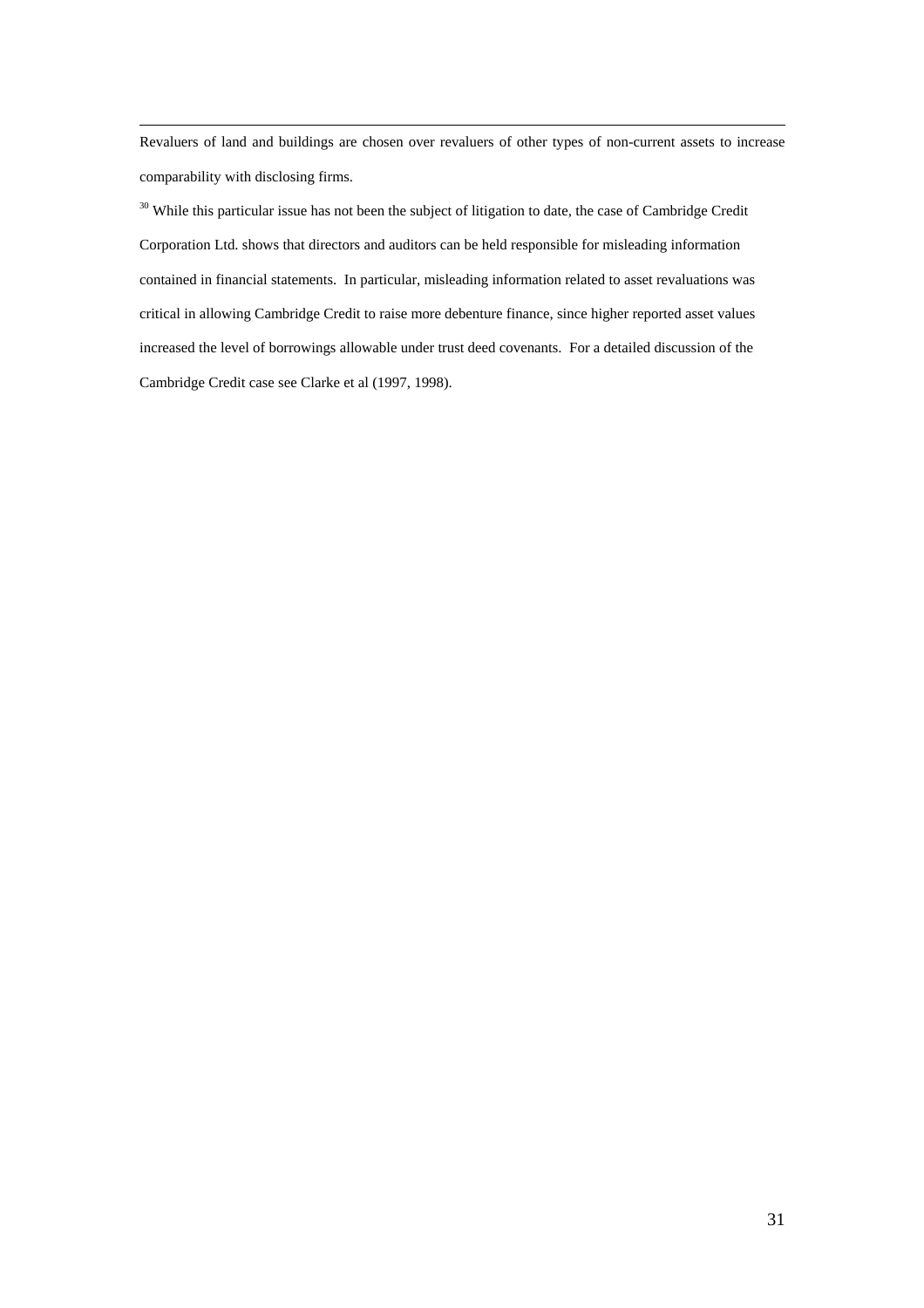Revaluers of land and buildings are chosen over revaluers of other types of non-current assets to increase comparability with disclosing firms.

[30] While this particular issue has not been the subject of litigation to date, the case of Cambridge Credit Corporation Ltd. shows that directors and auditors can be held responsible for misleading information contained in financial statements. In particular, misleading information related to asset revaluations was critical in allowing Cambridge Credit to raise more debenture finance, since higher reported asset values increased the level of borrowings allowable under trust deed covenants. For a detailed discussion of the Cambridge Credit case see Clarke et al (1997, 1998).